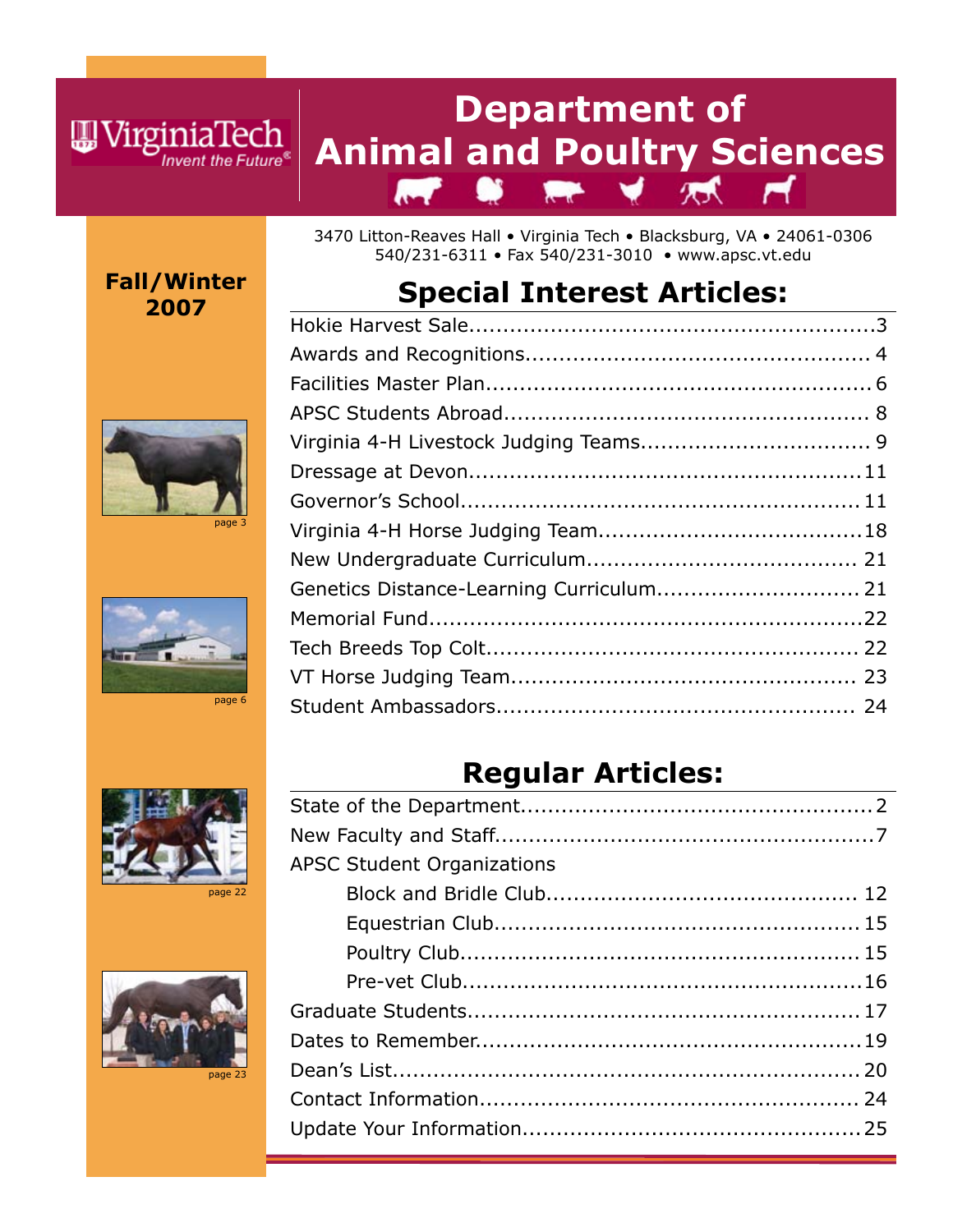Virginia Tech *Invent the Future*

# Department of Animal and Poultry Sciences

3470 Litton-Reaves Hall • Virginia Tech • Blacksburg, VA • 24061-0306
540/231-6311 • Fax 540/231-3010 • www.apsc.vt.edu

**Fall/Winter 2007**

## Special Interest Articles:

Hokie Harvest Sale....................3
Awards and Recognitions....................4
Facilities Master Plan....................6
APSC Students Abroad....................8
Virginia 4-H Livestock Judging Teams....................9
Dressage at Devon....................11
Governor's School....................11
Virginia 4-H Horse Judging Team....................18
New Undergraduate Curriculum....................21
Genetics Distance-Learning Curriculum....................21
Memorial Fund....................22
Tech Breeds Top Colt....................22
VT Horse Judging Team....................23
Student Ambassadors....................24

## Regular Articles:

State of the Department....................2
New Faculty and Staff....................7
APSC Student Organizations
- Block and Bridle Club....................12
- Equestrian Club....................15
- Poultry Club....................15
- Pre-vet Club....................16

Graduate Students....................17
Dates to Remember....................19
Dean's List....................20
Contact Information....................24
Update Your Information....................25

page 3

page 6

page 22

page 23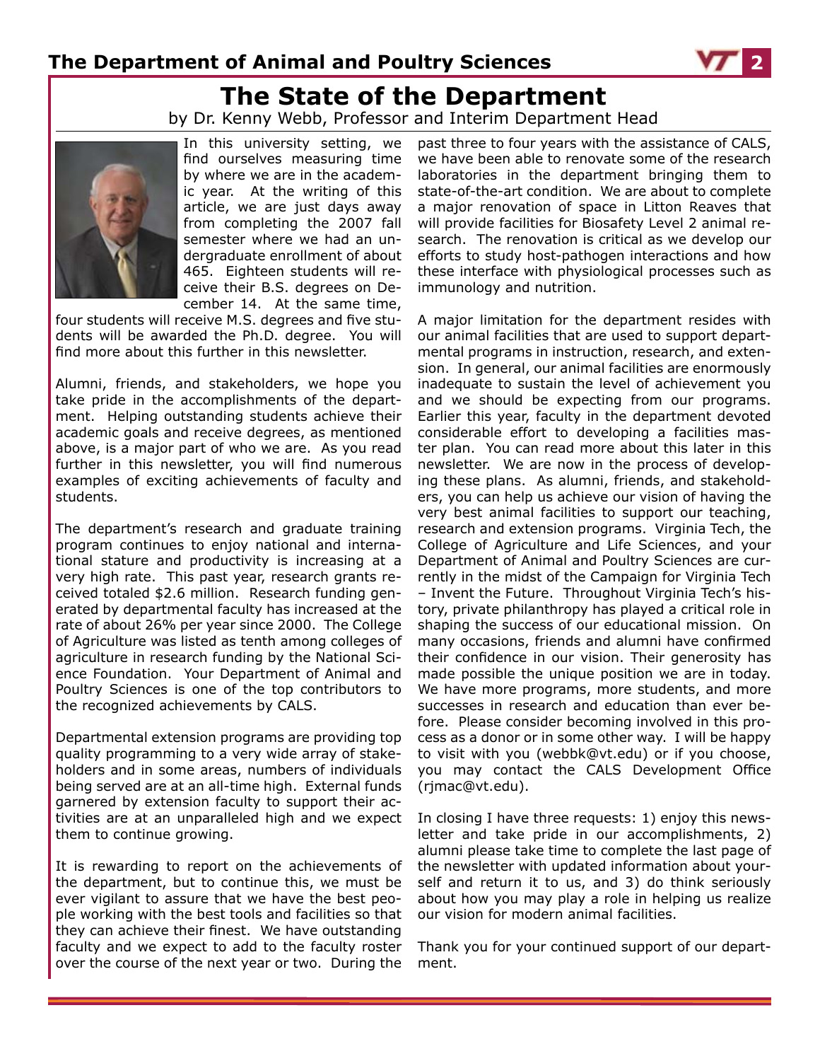# The State of the Department

by Dr. Kenny Webb, Professor and Interim Department Head

In this university setting, we find ourselves measuring time by where we are in the academic year. At the writing of this article, we are just days away from completing the 2007 fall semester where we had an undergraduate enrollment of about 465. Eighteen students will receive their B.S. degrees on December 14. At the same time, four students will receive M.S. degrees and five students will be awarded the Ph.D. degree. You will find more about this further in this newsletter.

Alumni, friends, and stakeholders, we hope you take pride in the accomplishments of the department. Helping outstanding students achieve their academic goals and receive degrees, as mentioned above, is a major part of who we are. As you read further in this newsletter, you will find numerous examples of exciting achievements of faculty and students.

The department's research and graduate training program continues to enjoy national and international stature and productivity is increasing at a very high rate. This past year, research grants received totaled $2.6 million. Research funding generated by departmental faculty has increased at the rate of about 26% per year since 2000. The College of Agriculture was listed as tenth among colleges of agriculture in research funding by the National Science Foundation. Your Department of Animal and Poultry Sciences is one of the top contributors to the recognized achievements by CALS.

Departmental extension programs are providing top quality programming to a very wide array of stakeholders and in some areas, numbers of individuals being served are at an all-time high. External funds garnered by extension faculty to support their activities are at an unparalleled high and we expect them to continue growing.

It is rewarding to report on the achievements of the department, but to continue this, we must be ever vigilant to assure that we have the best people working with the best tools and facilities so that they can achieve their finest. We have outstanding faculty and we expect to add to the faculty roster over the course of the next year or two. During the past three to four years with the assistance of CALS, we have been able to renovate some of the research laboratories in the department bringing them to state-of-the-art condition. We are about to complete a major renovation of space in Litton Reaves that will provide facilities for Biosafety Level 2 animal research. The renovation is critical as we develop our efforts to study host-pathogen interactions and how these interface with physiological processes such as immunology and nutrition.

A major limitation for the department resides with our animal facilities that are used to support departmental programs in instruction, research, and extension. In general, our animal facilities are enormously inadequate to sustain the level of achievement you and we should be expecting from our programs. Earlier this year, faculty in the department devoted considerable effort to developing a facilities master plan. You can read more about this later in this newsletter. We are now in the process of developing these plans. As alumni, friends, and stakeholders, you can help us achieve our vision of having the very best animal facilities to support our teaching, research and extension programs. Virginia Tech, the College of Agriculture and Life Sciences, and your Department of Animal and Poultry Sciences are currently in the midst of the Campaign for Virginia Tech – Invent the Future. Throughout Virginia Tech's history, private philanthropy has played a critical role in shaping the success of our educational mission. On many occasions, friends and alumni have confirmed their confidence in our vision. Their generosity has made possible the unique position we are in today. We have more programs, more students, and more successes in research and education than ever before. Please consider becoming involved in this process as a donor or in some other way. I will be happy to visit with you (webbk@vt.edu) or if you choose, you may contact the CALS Development Office (rjmac@vt.edu).

In closing I have three requests: 1) enjoy this newsletter and take pride in our accomplishments, 2) alumni please take time to complete the last page of the newsletter with updated information about yourself and return it to us, and 3) do think seriously about how you may play a role in helping us realize our vision for modern animal facilities.

Thank you for your continued support of our department.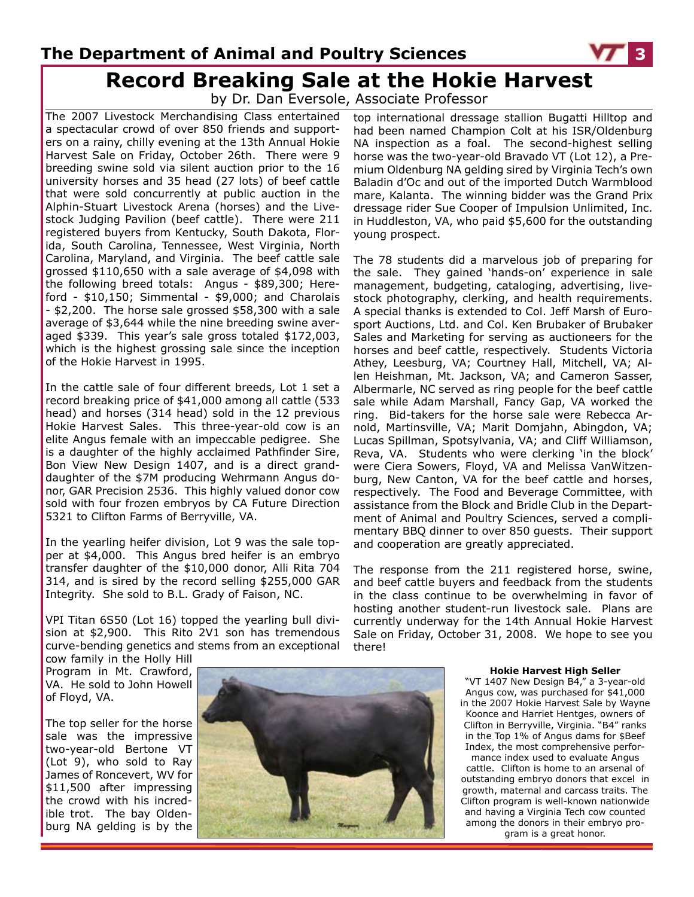# Record Breaking Sale at the Hokie Harvest

by Dr. Dan Eversole, Associate Professor

The 2007 Livestock Merchandising Class entertained a spectacular crowd of over 850 friends and supporters on a rainy, chilly evening at the 13th Annual Hokie Harvest Sale on Friday, October 26th. There were 9 breeding swine sold via silent auction prior to the 16 university horses and 35 head (27 lots) of beef cattle that were sold concurrently at public auction in the Alphin-Stuart Livestock Arena (horses) and the Livestock Judging Pavilion (beef cattle). There were 211 registered buyers from Kentucky, South Dakota, Florida, South Carolina, Tennessee, West Virginia, North Carolina, Maryland, and Virginia. The beef cattle sale grossed $110,650 with a sale average of $4,098 with the following breed totals: Angus - $89,300; Hereford - $10,150; Simmental - $9,000; and Charolais - $2,200. The horse sale grossed $58,300 with a sale average of $3,644 while the nine breeding swine averaged $339. This year's sale gross totaled $172,003, which is the highest grossing sale since the inception of the Hokie Harvest in 1995.

In the cattle sale of four different breeds, Lot 1 set a record breaking price of $41,000 among all cattle (533 head) and horses (314 head) sold in the 12 previous Hokie Harvest Sales. This three-year-old cow is an elite Angus female with an impeccable pedigree. She is a daughter of the highly acclaimed Pathfinder Sire, Bon View New Design 1407, and is a direct granddaughter of the $7M producing Wehrmann Angus donor, GAR Precision 2536. This highly valued donor cow sold with four frozen embryos by CA Future Direction 5321 to Clifton Farms of Berryville, VA.

In the yearling heifer division, Lot 9 was the sale topper at $4,000. This Angus bred heifer is an embryo transfer daughter of the $10,000 donor, Alli Rita 704 314, and is sired by the record selling $255,000 GAR Integrity. She sold to B.L. Grady of Faison, NC.

VPI Titan 6S50 (Lot 16) topped the yearling bull division at $2,900. This Rito 2V1 son has tremendous curve-bending genetics and stems from an exceptional cow family in the Holly Hill Program in Mt. Crawford, VA. He sold to John Howell of Floyd, VA.

The top seller for the horse sale was the impressive two-year-old Bertone VT (Lot 9), who sold to Ray James of Roncevert, WV for $11,500 after impressing the crowd with his incredible trot. The bay Oldenburg NA gelding is by the top international dressage stallion Bugatti Hilltop and had been named Champion Colt at his ISR/Oldenburg NA inspection as a foal. The second-highest selling horse was the two-year-old Bravado VT (Lot 12), a Premium Oldenburg NA gelding sired by Virginia Tech's own Baladin d'Oc and out of the imported Dutch Warmblood mare, Kalanta. The winning bidder was the Grand Prix dressage rider Sue Cooper of Impulsion Unlimited, Inc. in Huddleston, VA, who paid $5,600 for the outstanding young prospect.

The 78 students did a marvelous job of preparing for the sale. They gained 'hands-on' experience in sale management, budgeting, cataloging, advertising, livestock photography, clerking, and health requirements. A special thanks is extended to Col. Jeff Marsh of Eurosport Auctions, Ltd. and Col. Ken Brubaker of Brubaker Sales and Marketing for serving as auctioneers for the horses and beef cattle, respectively. Students Victoria Athey, Leesburg, VA; Courtney Hall, Mitchell, VA; Allen Heishman, Mt. Jackson, VA; and Cameron Sasser, Albermarle, NC served as ring people for the beef cattle sale while Adam Marshall, Fancy Gap, VA worked the ring. Bid-takers for the horse sale were Rebecca Arnold, Martinsville, VA; Marit Domjahn, Abingdon, VA; Lucas Spillman, Spotsylvania, VA; and Cliff Williamson, Reva, VA. Students who were clerking 'in the block' were Ciera Sowers, Floyd, VA and Melissa VanWitzenburg, New Canton, VA for the beef cattle and horses, respectively. The Food and Beverage Committee, with assistance from the Block and Bridle Club in the Department of Animal and Poultry Sciences, served a complimentary BBQ dinner to over 850 guests. Their support and cooperation are greatly appreciated.

The response from the 211 registered horse, swine, and beef cattle buyers and feedback from the students in the class continue to be overwhelming in favor of hosting another student-run livestock sale. Plans are currently underway for the 14th Annual Hokie Harvest Sale on Friday, October 31, 2008. We hope to see you there!

**Hokie Harvest High Seller**

"VT 1407 New Design B4," a 3-year-old Angus cow, was purchased for $41,000 in the 2007 Hokie Harvest Sale by Wayne Koonce and Harriet Hentges, owners of Clifton in Berryville, Virginia. "B4" ranks in the Top 1% of Angus dams for $Beef Index, the most comprehensive performance index used to evaluate Angus cattle. Clifton is home to an arsenal of outstanding embryo donors that excel in growth, maternal and carcass traits. The Clifton program is well-known nationwide and having a Virginia Tech cow counted among the donors in their embryo program is a great honor.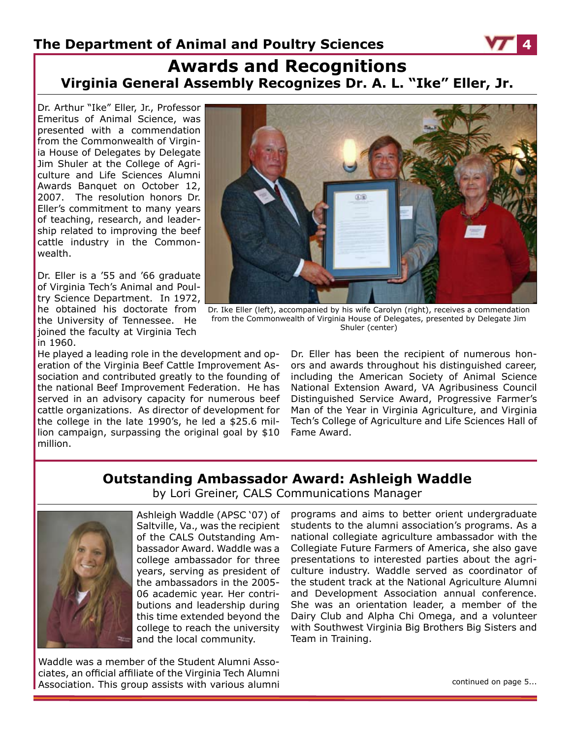# Awards and Recognitions

## Virginia General Assembly Recognizes Dr. A. L. "Ike" Eller, Jr.

Dr. Arthur "Ike" Eller, Jr., Professor Emeritus of Animal Science, was presented with a commendation from the Commonwealth of Virginia House of Delegates by Delegate Jim Shuler at the College of Agriculture and Life Sciences Alumni Awards Banquet on October 12, 2007. The resolution honors Dr. Eller's commitment to many years of teaching, research, and leadership related to improving the beef cattle industry in the Commonwealth.

Dr. Ike Eller (left), accompanied by his wife Carolyn (right), receives a commendation from the Commonwealth of Virginia House of Delegates, presented by Delegate Jim Shuler (center)

Dr. Eller is a '55 and '66 graduate of Virginia Tech's Animal and Poultry Science Department. In 1972, he obtained his doctorate from the University of Tennessee. He joined the faculty at Virginia Tech in 1960.
He played a leading role in the development and operation of the Virginia Beef Cattle Improvement Association and contributed greatly to the founding of the national Beef Improvement Federation. He has served in an advisory capacity for numerous beef cattle organizations. As director of development for the college in the late 1990's, he led a $25.6 million campaign, surpassing the original goal by $10 million.

Dr. Eller has been the recipient of numerous honors and awards throughout his distinguished career, including the American Society of Animal Science National Extension Award, VA Agribusiness Council Distinguished Service Award, Progressive Farmer's Man of the Year in Virginia Agriculture, and Virginia Tech's College of Agriculture and Life Sciences Hall of Fame Award.

## Outstanding Ambassador Award: Ashleigh Waddle

by Lori Greiner, CALS Communications Manager

Ashleigh Waddle (APSC '07) of Saltville, Va., was the recipient of the CALS Outstanding Ambassador Award. Waddle was a college ambassador for three years, serving as president of the ambassadors in the 2005-06 academic year. Her contributions and leadership during this time extended beyond the college to reach the university and the local community.

Waddle was a member of the Student Alumni Associates, an official affiliate of the Virginia Tech Alumni Association. This group assists with various alumni programs and aims to better orient undergraduate students to the alumni association's programs. As a national collegiate agriculture ambassador with the Collegiate Future Farmers of America, she also gave presentations to interested parties about the agriculture industry. Waddle served as coordinator of the student track at the National Agriculture Alumni and Development Association annual conference. She was an orientation leader, a member of the Dairy Club and Alpha Chi Omega, and a volunteer with Southwest Virginia Big Brothers Big Sisters and Team in Training.

continued on page 5...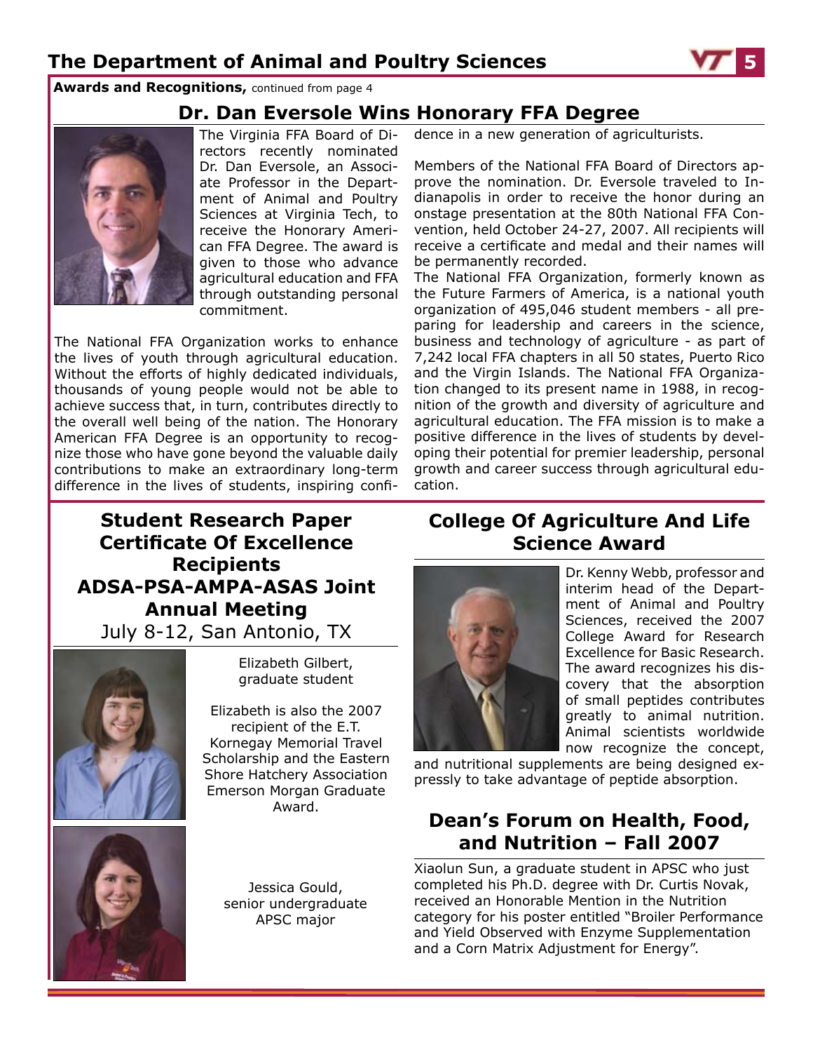**Awards and Recognitions,** continued from page 4

## Dr. Dan Eversole Wins Honorary FFA Degree

The Virginia FFA Board of Directors recently nominated Dr. Dan Eversole, an Associate Professor in the Department of Animal and Poultry Sciences at Virginia Tech, to receive the Honorary American FFA Degree. The award is given to those who advance agricultural education and FFA through outstanding personal commitment.

The National FFA Organization works to enhance the lives of youth through agricultural education. Without the efforts of highly dedicated individuals, thousands of young people would not be able to achieve success that, in turn, contributes directly to the overall well being of the nation. The Honorary American FFA Degree is an opportunity to recognize those who have gone beyond the valuable daily contributions to make an extraordinary long-term difference in the lives of students, inspiring confidence in a new generation of agriculturists.

Members of the National FFA Board of Directors approve the nomination. Dr. Eversole traveled to Indianapolis in order to receive the honor during an onstage presentation at the 80th National FFA Convention, held October 24-27, 2007. All recipients will receive a certificate and medal and their names will be permanently recorded.

The National FFA Organization, formerly known as the Future Farmers of America, is a national youth organization of 495,046 student members - all preparing for leadership and careers in the science, business and technology of agriculture - as part of 7,242 local FFA chapters in all 50 states, Puerto Rico and the Virgin Islands. The National FFA Organization changed to its present name in 1988, in recognition of the growth and diversity of agriculture and agricultural education. The FFA mission is to make a positive difference in the lives of students by developing their potential for premier leadership, personal growth and career success through agricultural education.

## Student Research Paper Certificate Of Excellence Recipients ADSA-PSA-AMPA-ASAS Joint Annual Meeting

July 8-12, San Antonio, TX

Elizabeth Gilbert, graduate student

Elizabeth is also the 2007 recipient of the E.T. Kornegay Memorial Travel Scholarship and the Eastern Shore Hatchery Association Emerson Morgan Graduate Award.

Jessica Gould, senior undergraduate APSC major

## College Of Agriculture And Life Science Award

Dr. Kenny Webb, professor and interim head of the Department of Animal and Poultry Sciences, received the 2007 College Award for Research Excellence for Basic Research. The award recognizes his discovery that the absorption of small peptides contributes greatly to animal nutrition. Animal scientists worldwide now recognize the concept, and nutritional supplements are being designed expressly to take advantage of peptide absorption.

## Dean's Forum on Health, Food, and Nutrition – Fall 2007

Xiaolun Sun, a graduate student in APSC who just completed his Ph.D. degree with Dr. Curtis Novak, received an Honorable Mention in the Nutrition category for his poster entitled "Broiler Performance and Yield Observed with Enzyme Supplementation and a Corn Matrix Adjustment for Energy".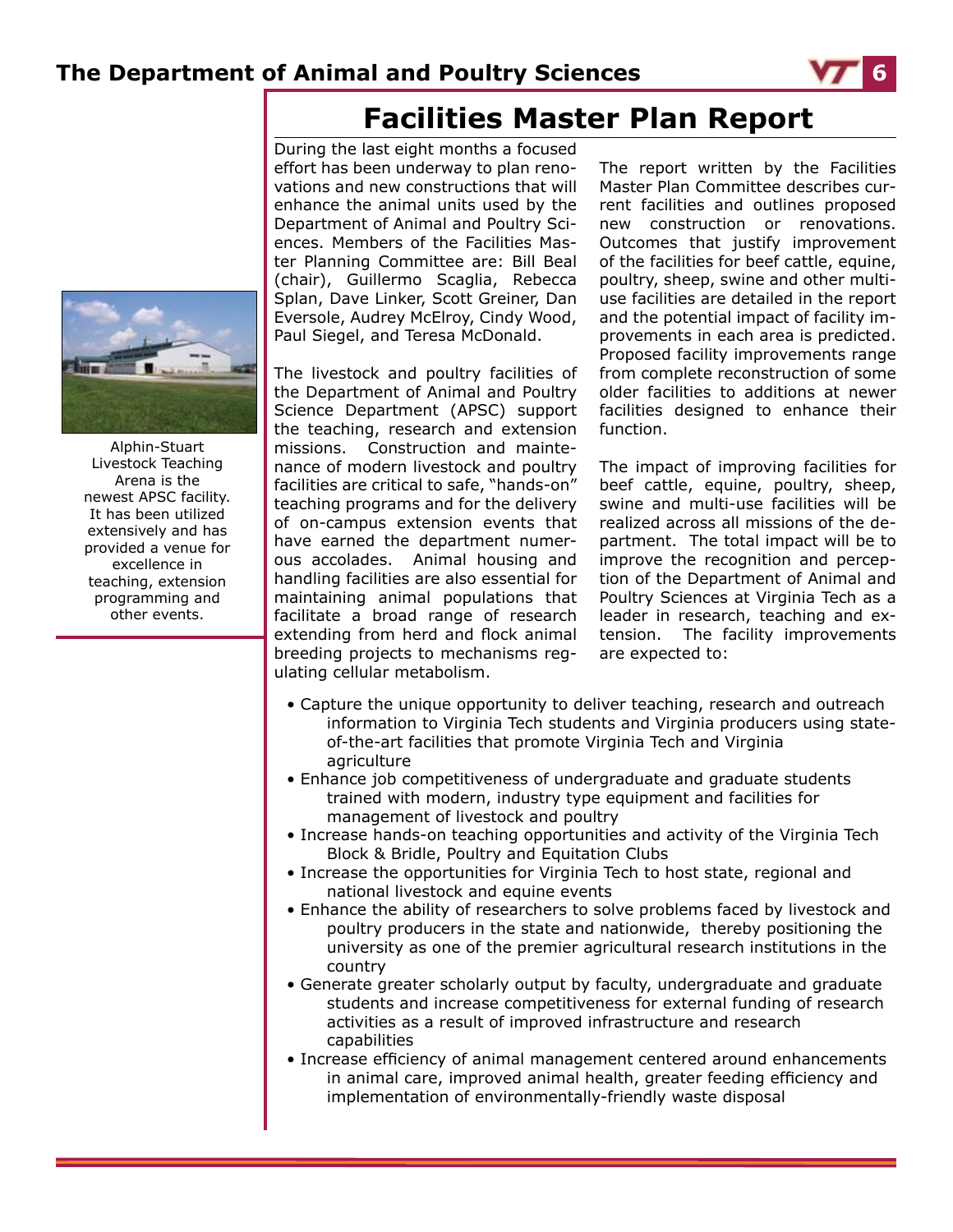# Facilities Master Plan Report

Alphin-Stuart Livestock Teaching Arena is the newest APSC facility. It has been utilized extensively and has provided a venue for excellence in teaching, extension programming and other events.

During the last eight months a focused effort has been underway to plan renovations and new constructions that will enhance the animal units used by the Department of Animal and Poultry Sciences. Members of the Facilities Master Planning Committee are: Bill Beal (chair), Guillermo Scaglia, Rebecca Splan, Dave Linker, Scott Greiner, Dan Eversole, Audrey McElroy, Cindy Wood, Paul Siegel, and Teresa McDonald.

The livestock and poultry facilities of the Department of Animal and Poultry Science Department (APSC) support the teaching, research and extension missions. Construction and maintenance of modern livestock and poultry facilities are critical to safe, "hands-on" teaching programs and for the delivery of on-campus extension events that have earned the department numerous accolades. Animal housing and handling facilities are also essential for maintaining animal populations that facilitate a broad range of research extending from herd and flock animal breeding projects to mechanisms regulating cellular metabolism.

The report written by the Facilities Master Plan Committee describes current facilities and outlines proposed new construction or renovations. Outcomes that justify improvement of the facilities for beef cattle, equine, poultry, sheep, swine and other multi-use facilities are detailed in the report and the potential impact of facility improvements in each area is predicted. Proposed facility improvements range from complete reconstruction of some older facilities to additions at newer facilities designed to enhance their function.

The impact of improving facilities for beef cattle, equine, poultry, sheep, swine and multi-use facilities will be realized across all missions of the department. The total impact will be to improve the recognition and perception of the Department of Animal and Poultry Sciences at Virginia Tech as a leader in research, teaching and extension. The facility improvements are expected to:

- Capture the unique opportunity to deliver teaching, research and outreach information to Virginia Tech students and Virginia producers using state-of-the-art facilities that promote Virginia Tech and Virginia agriculture
- Enhance job competitiveness of undergraduate and graduate students trained with modern, industry type equipment and facilities for management of livestock and poultry
- Increase hands-on teaching opportunities and activity of the Virginia Tech Block & Bridle, Poultry and Equitation Clubs
- Increase the opportunities for Virginia Tech to host state, regional and national livestock and equine events
- Enhance the ability of researchers to solve problems faced by livestock and poultry producers in the state and nationwide, thereby positioning the university as one of the premier agricultural research institutions in the country
- Generate greater scholarly output by faculty, undergraduate and graduate students and increase competitiveness for external funding of research activities as a result of improved infrastructure and research capabilities
- Increase efficiency of animal management centered around enhancements in animal care, improved animal health, greater feeding efficiency and implementation of environmentally-friendly waste disposal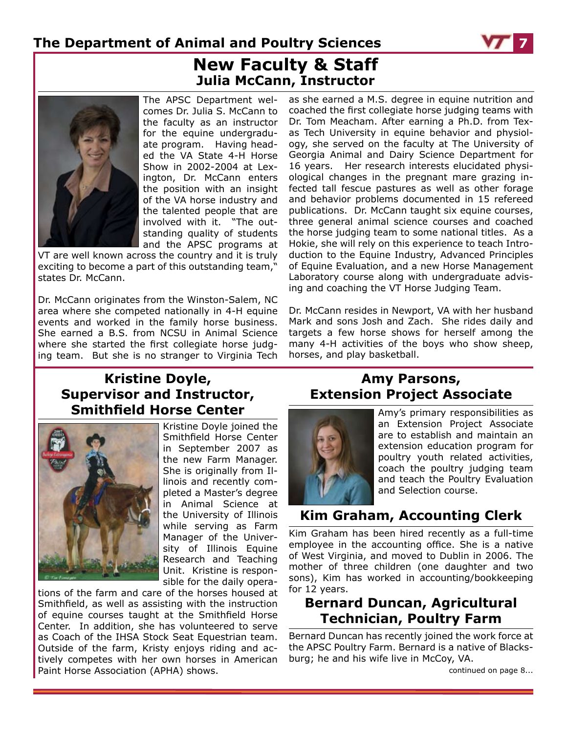# New Faculty & Staff

## Julia McCann, Instructor

The APSC Department welcomes Dr. Julia S. McCann to the faculty as an instructor for the equine undergraduate program. Having headed the VA State 4-H Horse Show in 2002-2004 at Lexington, Dr. McCann enters the position with an insight of the VA horse industry and the talented people that are involved with it. "The outstanding quality of students and the APSC programs at VT are well known across the country and it is truly exciting to become a part of this outstanding team," states Dr. McCann.

Dr. McCann originates from the Winston-Salem, NC area where she competed nationally in 4-H equine events and worked in the family horse business. She earned a B.S. from NCSU in Animal Science where she started the first collegiate horse judging team. But she is no stranger to Virginia Tech as she earned a M.S. degree in equine nutrition and coached the first collegiate horse judging teams with Dr. Tom Meacham. After earning a Ph.D. from Texas Tech University in equine behavior and physiology, she served on the faculty at The University of Georgia Animal and Dairy Science Department for 16 years. Her research interests elucidated physiological changes in the pregnant mare grazing infected tall fescue pastures as well as other forage and behavior problems documented in 15 refereed publications. Dr. McCann taught six equine courses, three general animal science courses and coached the horse judging team to some national titles. As a Hokie, she will rely on this experience to teach Introduction to the Equine Industry, Advanced Principles of Equine Evaluation, and a new Horse Management Laboratory course along with undergraduate advising and coaching the VT Horse Judging Team.

Dr. McCann resides in Newport, VA with her husband Mark and sons Josh and Zach. She rides daily and targets a few horse shows for herself among the many 4-H activities of the boys who show sheep, horses, and play basketball.

## Kristine Doyle, Supervisor and Instructor, Smithfield Horse Center

Kristine Doyle joined the Smithfield Horse Center in September 2007 as the new Farm Manager. She is originally from Illinois and recently completed a Master's degree in Animal Science at the University of Illinois while serving as Farm Manager of the University of Illinois Equine Research and Teaching Unit. Kristine is responsible for the daily operations of the farm and care of the horses housed at Smithfield, as well as assisting with the instruction of equine courses taught at the Smithfield Horse Center. In addition, she has volunteered to serve as Coach of the IHSA Stock Seat Equestrian team. Outside of the farm, Kristy enjoys riding and actively competes with her own horses in American Paint Horse Association (APHA) shows.

## Amy Parsons, Extension Project Associate

Amy's primary responsibilities as an Extension Project Associate are to establish and maintain an extension education program for poultry youth related activities, coach the poultry judging team and teach the Poultry Evaluation and Selection course.

## Kim Graham, Accounting Clerk

Kim Graham has been hired recently as a full-time employee in the accounting office. She is a native of West Virginia, and moved to Dublin in 2006. The mother of three children (one daughter and two sons), Kim has worked in accounting/bookkeeping for 12 years.

## Bernard Duncan, Agricultural Technician, Poultry Farm

Bernard Duncan has recently joined the work force at the APSC Poultry Farm. Bernard is a native of Blacksburg; he and his wife live in McCoy, VA.

continued on page 8...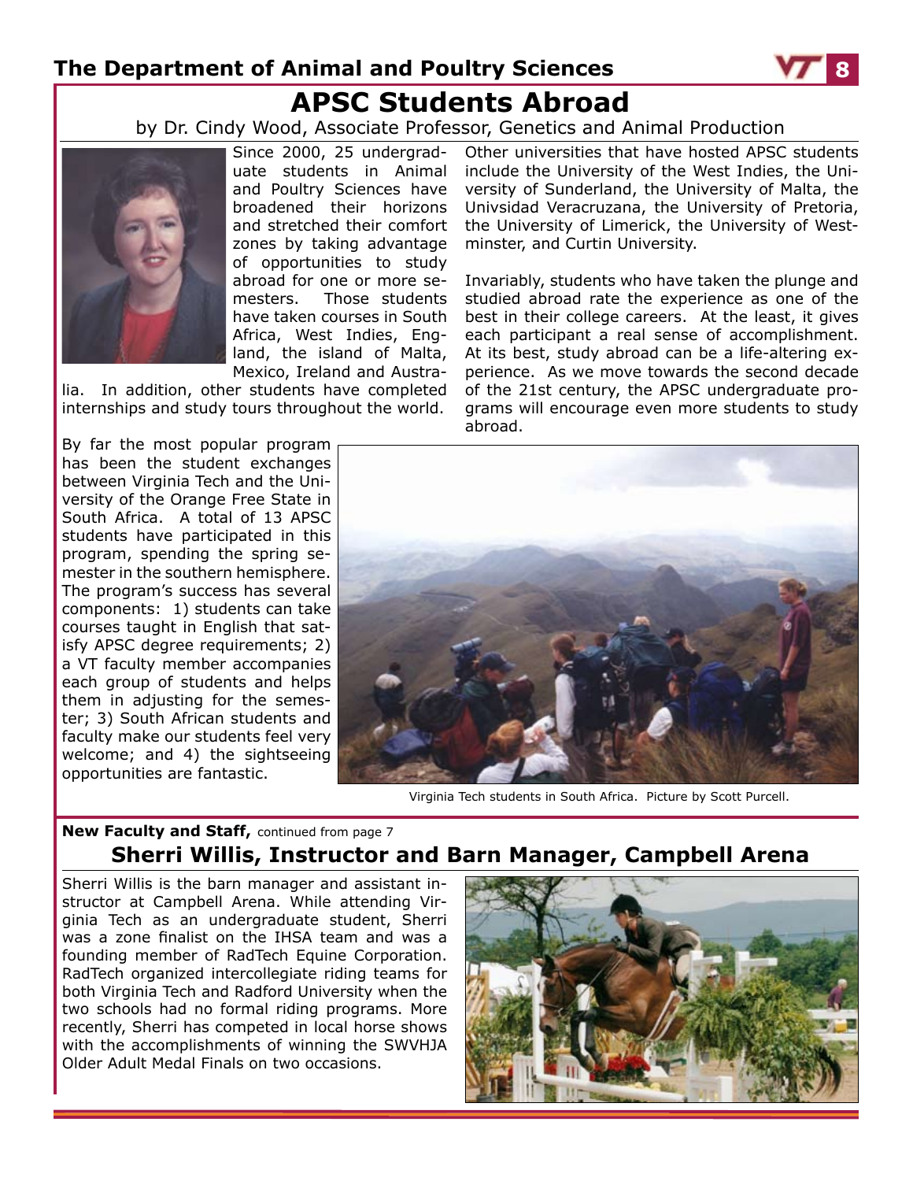# APSC Students Abroad

by Dr. Cindy Wood, Associate Professor, Genetics and Animal Production

Since 2000, 25 undergraduate students in Animal and Poultry Sciences have broadened their horizons and stretched their comfort zones by taking advantage of opportunities to study abroad for one or more semesters. Those students have taken courses in South Africa, West Indies, England, the island of Malta, Mexico, Ireland and Australia. In addition, other students have completed internships and study tours throughout the world.

Other universities that have hosted APSC students include the University of the West Indies, the University of Sunderland, the University of Malta, the Univsidad Veracruzana, the University of Pretoria, the University of Limerick, the University of Westminster, and Curtin University.

Invariably, students who have taken the plunge and studied abroad rate the experience as one of the best in their college careers. At the least, it gives each participant a real sense of accomplishment. At its best, study abroad can be a life-altering experience. As we move towards the second decade of the 21st century, the APSC undergraduate programs will encourage even more students to study abroad.

By far the most popular program has been the student exchanges between Virginia Tech and the University of the Orange Free State in South Africa. A total of 13 APSC students have participated in this program, spending the spring semester in the southern hemisphere. The program's success has several components: 1) students can take courses taught in English that satisfy APSC degree requirements; 2) a VT faculty member accompanies each group of students and helps them in adjusting for the semester; 3) South African students and faculty make our students feel very welcome; and 4) the sightseeing opportunities are fantastic.

Virginia Tech students in South Africa. Picture by Scott Purcell.

**New Faculty and Staff,** continued from page 7

## Sherri Willis, Instructor and Barn Manager, Campbell Arena

Sherri Willis is the barn manager and assistant instructor at Campbell Arena. While attending Virginia Tech as an undergraduate student, Sherri was a zone finalist on the IHSA team and was a founding member of RadTech Equine Corporation. RadTech organized intercollegiate riding teams for both Virginia Tech and Radford University when the two schools had no formal riding programs. More recently, Sherri has competed in local horse shows with the accomplishments of winning the SWVHJA Older Adult Medal Finals on two occasions.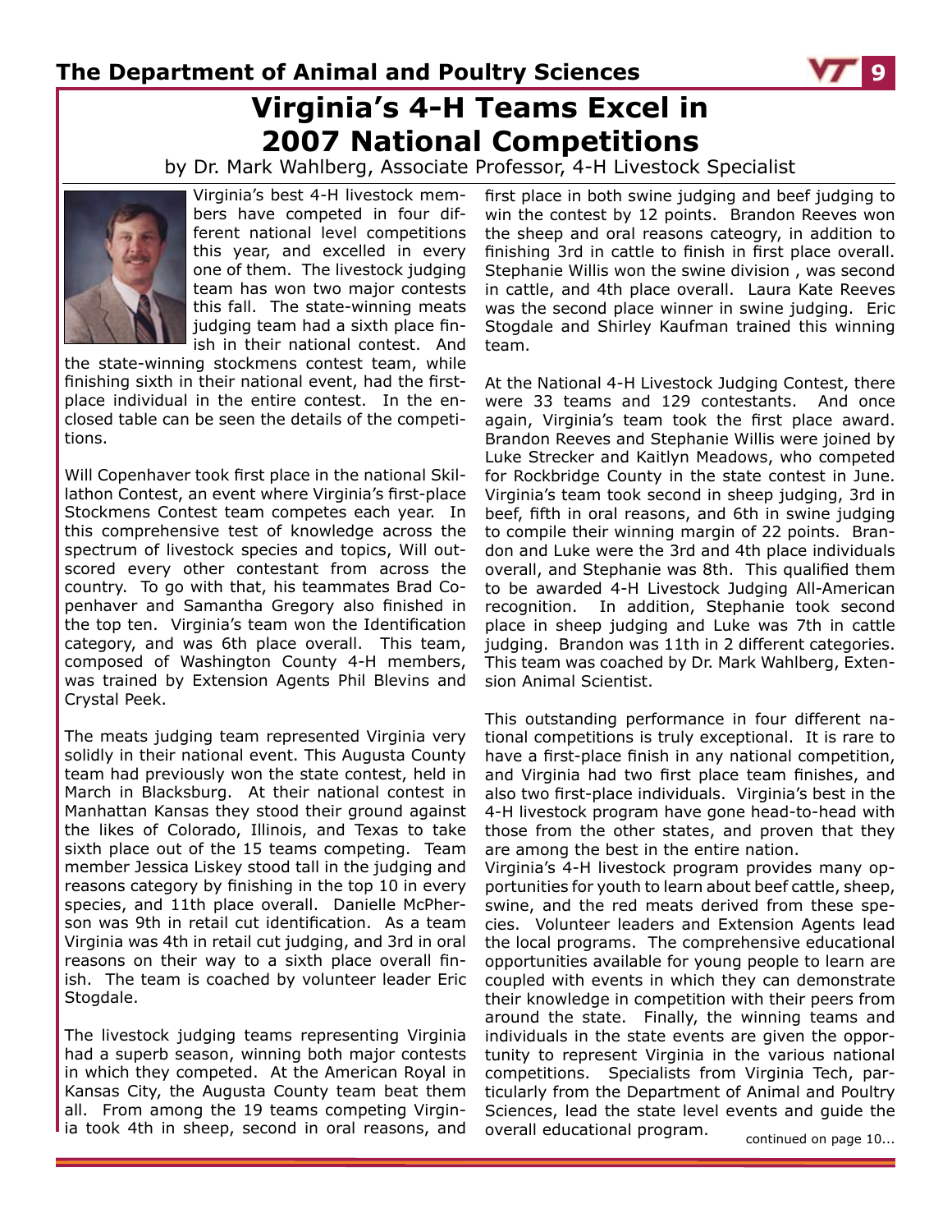# Virginia's 4-H Teams Excel in 2007 National Competitions

by Dr. Mark Wahlberg, Associate Professor, 4-H Livestock Specialist

Virginia's best 4-H livestock members have competed in four different national level competitions this year, and excelled in every one of them. The livestock judging team has won two major contests this fall. The state-winning meats judging team had a sixth place finish in their national contest. And the state-winning stockmens contest team, while finishing sixth in their national event, had the first-place individual in the entire contest. In the enclosed table can be seen the details of the competitions.

Will Copenhaver took first place in the national Skillathon Contest, an event where Virginia's first-place Stockmens Contest team competes each year. In this comprehensive test of knowledge across the spectrum of livestock species and topics, Will outscored every other contestant from across the country. To go with that, his teammates Brad Copenhaver and Samantha Gregory also finished in the top ten. Virginia's team won the Identification category, and was 6th place overall. This team, composed of Washington County 4-H members, was trained by Extension Agents Phil Blevins and Crystal Peek.

The meats judging team represented Virginia very solidly in their national event. This Augusta County team had previously won the state contest, held in March in Blacksburg. At their national contest in Manhattan Kansas they stood their ground against the likes of Colorado, Illinois, and Texas to take sixth place out of the 15 teams competing. Team member Jessica Liskey stood tall in the judging and reasons category by finishing in the top 10 in every species, and 11th place overall. Danielle McPherson was 9th in retail cut identification. As a team Virginia was 4th in retail cut judging, and 3rd in oral reasons on their way to a sixth place overall finish. The team is coached by volunteer leader Eric Stogdale.

The livestock judging teams representing Virginia had a superb season, winning both major contests in which they competed. At the American Royal in Kansas City, the Augusta County team beat them all. From among the 19 teams competing Virginia took 4th in sheep, second in oral reasons, and first place in both swine judging and beef judging to win the contest by 12 points. Brandon Reeves won the sheep and oral reasons cateogry, in addition to finishing 3rd in cattle to finish in first place overall. Stephanie Willis won the swine division , was second in cattle, and 4th place overall. Laura Kate Reeves was the second place winner in swine judging. Eric Stogdale and Shirley Kaufman trained this winning team.

At the National 4-H Livestock Judging Contest, there were 33 teams and 129 contestants. And once again, Virginia's team took the first place award. Brandon Reeves and Stephanie Willis were joined by Luke Strecker and Kaitlyn Meadows, who competed for Rockbridge County in the state contest in June. Virginia's team took second in sheep judging, 3rd in beef, fifth in oral reasons, and 6th in swine judging to compile their winning margin of 22 points. Brandon and Luke were the 3rd and 4th place individuals overall, and Stephanie was 8th. This qualified them to be awarded 4-H Livestock Judging All-American recognition. In addition, Stephanie took second place in sheep judging and Luke was 7th in cattle judging. Brandon was 11th in 2 different categories. This team was coached by Dr. Mark Wahlberg, Extension Animal Scientist.

This outstanding performance in four different national competitions is truly exceptional. It is rare to have a first-place finish in any national competition, and Virginia had two first place team finishes, and also two first-place individuals. Virginia's best in the 4-H livestock program have gone head-to-head with those from the other states, and proven that they are among the best in the entire nation.

Virginia's 4-H livestock program provides many opportunities for youth to learn about beef cattle, sheep, swine, and the red meats derived from these species. Volunteer leaders and Extension Agents lead the local programs. The comprehensive educational opportunities available for young people to learn are coupled with events in which they can demonstrate their knowledge in competition with their peers from around the state. Finally, the winning teams and individuals in the state events are given the opportunity to represent Virginia in the various national competitions. Specialists from Virginia Tech, particularly from the Department of Animal and Poultry Sciences, lead the state level events and guide the overall educational program.

continued on page 10...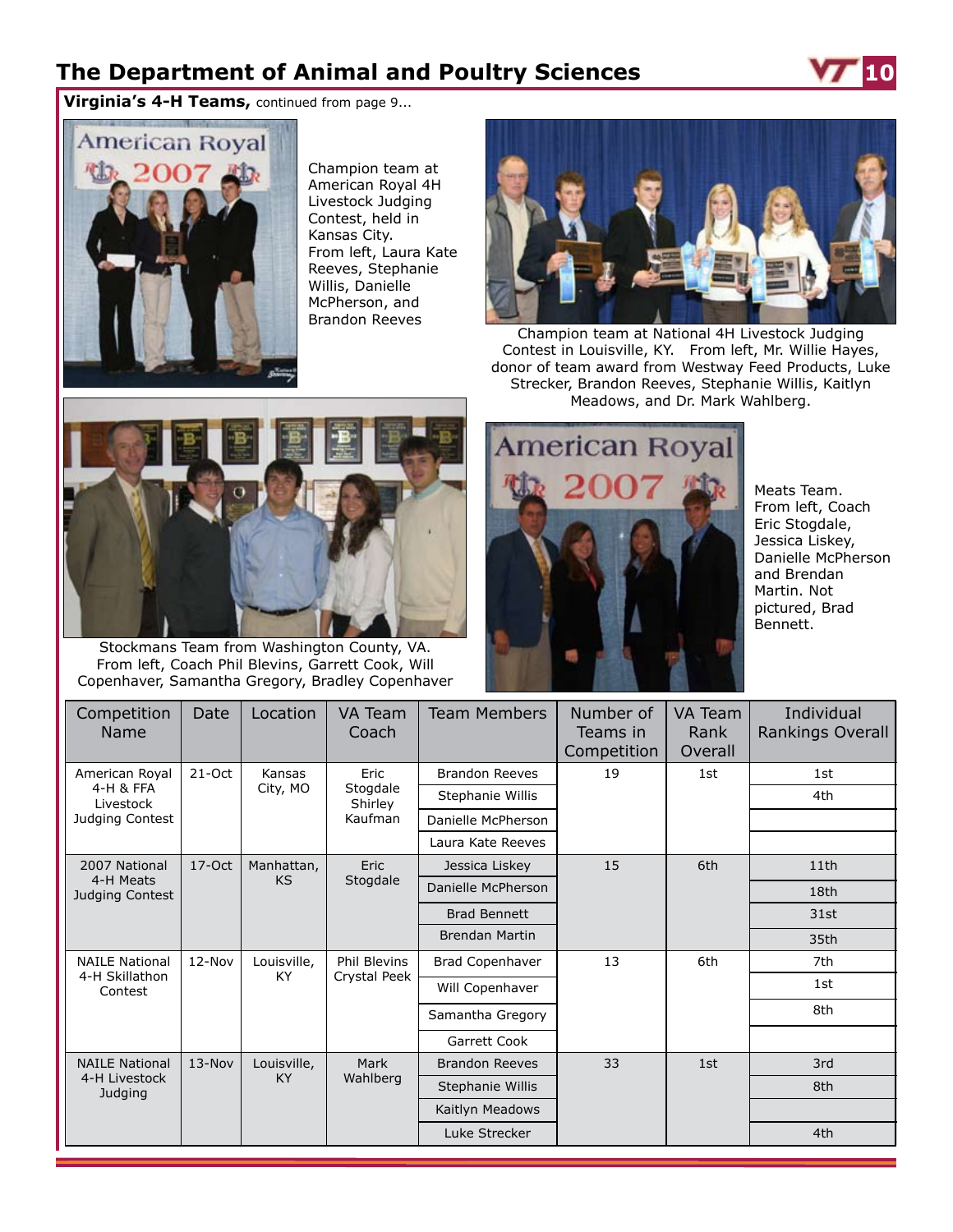## The Department of Animal and Poultry Sciences

**Virginia's 4-H Teams,** continued from page 9...

Champion team at American Royal 4H Livestock Judging Contest, held in Kansas City. From left, Laura Kate Reeves, Stephanie Willis, Danielle McPherson, and Brandon Reeves

Champion team at National 4H Livestock Judging Contest in Louisville, KY. From left, Mr. Willie Hayes, donor of team award from Westway Feed Products, Luke Strecker, Brandon Reeves, Stephanie Willis, Kaitlyn Meadows, and Dr. Mark Wahlberg.

Stockmans Team from Washington County, VA. From left, Coach Phil Blevins, Garrett Cook, Will Copenhaver, Samantha Gregory, Bradley Copenhaver

Meats Team. From left, Coach Eric Stogdale, Jessica Liskey, Danielle McPherson and Brendan Martin. Not pictured, Brad Bennett.

| Competition Name | Date | Location | VA Team Coach | Team Members | Number of Teams in Competition | VA Team Rank Overall | Individual Rankings Overall |
|---|---|---|---|---|---|---|---|
| American Royal 4-H & FFA Livestock Judging Contest | 21-Oct | Kansas City, MO | Eric Stogdale Shirley Kaufman | Brandon Reeves | 19 | 1st | 1st |
| | | | | Stephanie Willis | | | 4th |
| | | | | Danielle McPherson | | | |
| | | | | Laura Kate Reeves | | | |
| 2007 National 4-H Meats Judging Contest | 17-Oct | Manhattan, KS | Eric Stogdale | Jessica Liskey | 15 | 6th | 11th |
| | | | | Danielle McPherson | | | 18th |
| | | | | Brad Bennett | | | 31st |
| | | | | Brendan Martin | | | 35th |
| NAILE National 4-H Skillathon Contest | 12-Nov | Louisville, KY | Phil Blevins Crystal Peek | Brad Copenhaver | 13 | 6th | 7th |
| | | | | Will Copenhaver | | | 1st |
| | | | | Samantha Gregory | | | 8th |
| | | | | Garrett Cook | | | |
| NAILE National 4-H Livestock Judging | 13-Nov | Louisville, KY | Mark Wahlberg | Brandon Reeves | 33 | 1st | 3rd |
| | | | | Stephanie Willis | | | 8th |
| | | | | Kaitlyn Meadows | | | |
| | | | | Luke Strecker | | | 4th |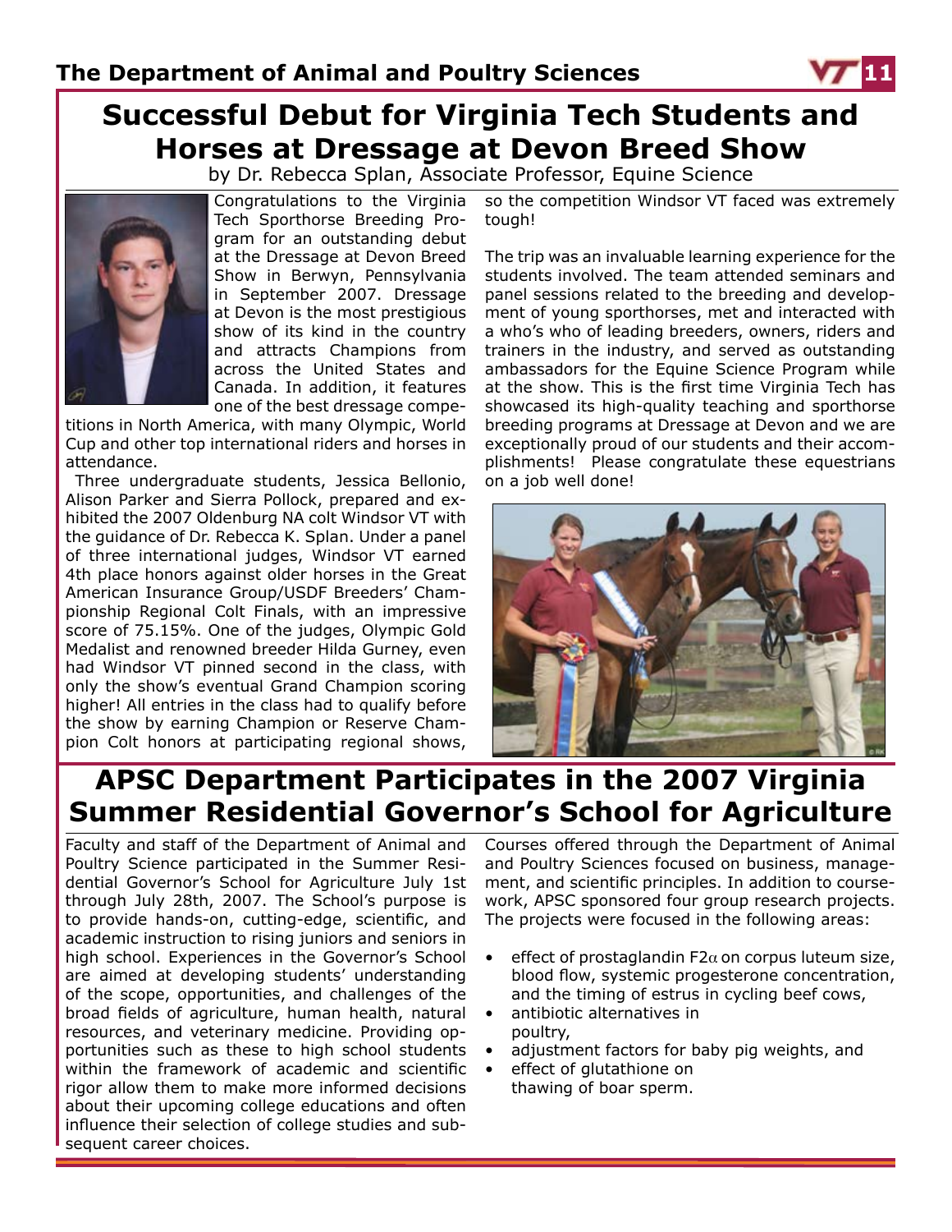# Successful Debut for Virginia Tech Students and Horses at Dressage at Devon Breed Show

by Dr. Rebecca Splan, Associate Professor, Equine Science

Congratulations to the Virginia Tech Sporthorse Breeding Program for an outstanding debut at the Dressage at Devon Breed Show in Berwyn, Pennsylvania in September 2007. Dressage at Devon is the most prestigious show of its kind in the country and attracts Champions from across the United States and Canada. In addition, it features one of the best dressage competitions in North America, with many Olympic, World Cup and other top international riders and horses in attendance.

Three undergraduate students, Jessica Bellonio, Alison Parker and Sierra Pollock, prepared and exhibited the 2007 Oldenburg NA colt Windsor VT with the guidance of Dr. Rebecca K. Splan. Under a panel of three international judges, Windsor VT earned 4th place honors against older horses in the Great American Insurance Group/USDF Breeders' Championship Regional Colt Finals, with an impressive score of 75.15%. One of the judges, Olympic Gold Medalist and renowned breeder Hilda Gurney, even had Windsor VT pinned second in the class, with only the show's eventual Grand Champion scoring higher! All entries in the class had to qualify before the show by earning Champion or Reserve Champion Colt honors at participating regional shows, so the competition Windsor VT faced was extremely tough!

The trip was an invaluable learning experience for the students involved. The team attended seminars and panel sessions related to the breeding and development of young sporthorses, met and interacted with a who's who of leading breeders, owners, riders and trainers in the industry, and served as outstanding ambassadors for the Equine Science Program while at the show. This is the first time Virginia Tech has showcased its high-quality teaching and sporthorse breeding programs at Dressage at Devon and we are exceptionally proud of our students and their accomplishments! Please congratulate these equestrians on a job well done!

# APSC Department Participates in the 2007 Virginia Summer Residential Governor's School for Agriculture

Faculty and staff of the Department of Animal and Poultry Science participated in the Summer Residential Governor's School for Agriculture July 1st through July 28th, 2007. The School's purpose is to provide hands-on, cutting-edge, scientific, and academic instruction to rising juniors and seniors in high school. Experiences in the Governor's School are aimed at developing students' understanding of the scope, opportunities, and challenges of the broad fields of agriculture, human health, natural resources, and veterinary medicine. Providing opportunities such as these to high school students within the framework of academic and scientific rigor allow them to make more informed decisions about their upcoming college educations and often influence their selection of college studies and subsequent career choices.

Courses offered through the Department of Animal and Poultry Sciences focused on business, management, and scientific principles. In addition to coursework, APSC sponsored four group research projects. The projects were focused in the following areas:

- effect of prostaglandin $F2\alpha$ on corpus luteum size, blood flow, systemic progesterone concentration, and the timing of estrus in cycling beef cows,
- antibiotic alternatives in poultry,
- adjustment factors for baby pig weights, and
- effect of glutathione on thawing of boar sperm.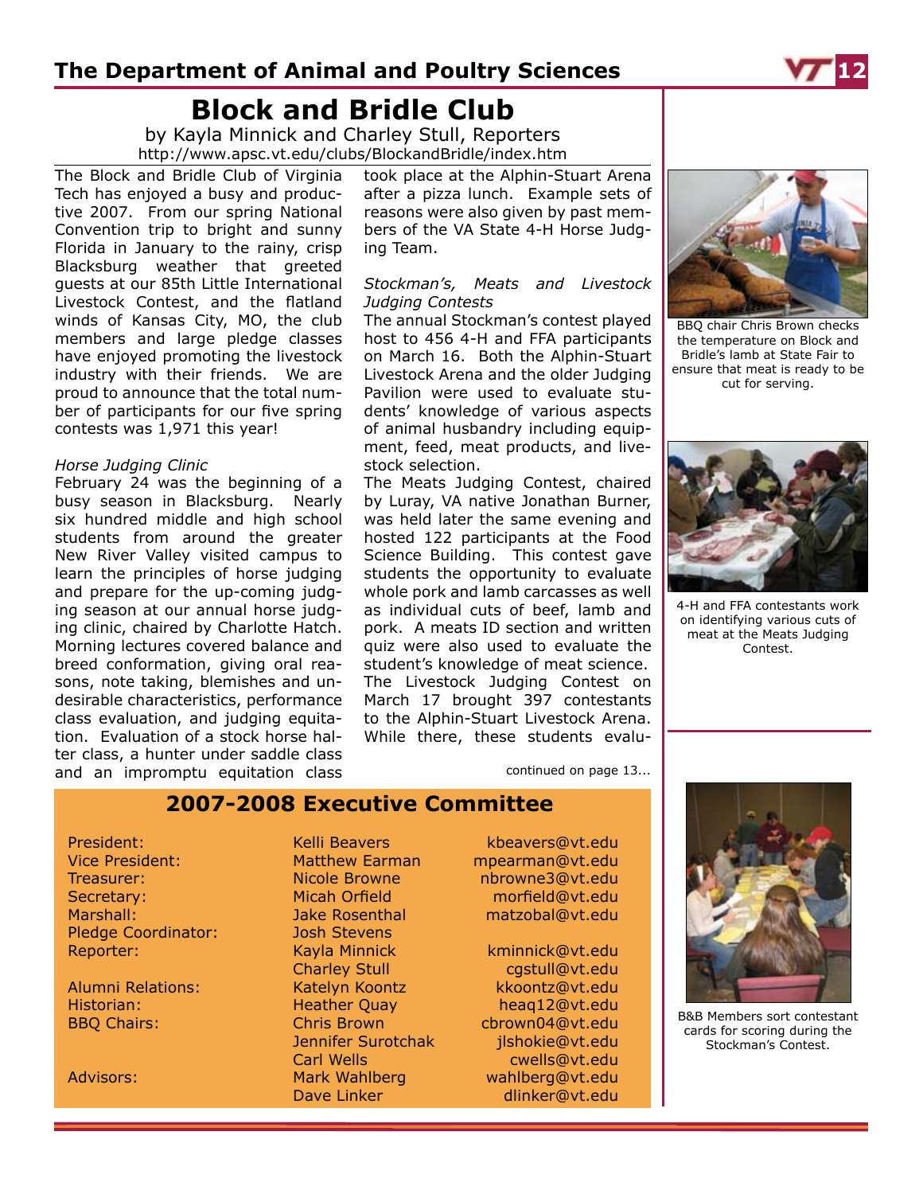# Block and Bridle Club

by Kayla Minnick and Charley Stull, Reporters

http://www.apsc.vt.edu/clubs/BlockandBridle/index.htm

The Block and Bridle Club of Virginia Tech has enjoyed a busy and productive 2007. From our spring National Convention trip to bright and sunny Florida in January to the rainy, crisp Blacksburg weather that greeted guests at our 85th Little International Livestock Contest, and the flatland winds of Kansas City, MO, the club members and large pledge classes have enjoyed promoting the livestock industry with their friends. We are proud to announce that the total number of participants for our five spring contests was 1,971 this year!

*Horse Judging Clinic*

February 24 was the beginning of a busy season in Blacksburg. Nearly six hundred middle and high school students from around the greater New River Valley visited campus to learn the principles of horse judging and prepare for the up-coming judging season at our annual horse judging clinic, chaired by Charlotte Hatch. Morning lectures covered balance and breed conformation, giving oral reasons, note taking, blemishes and undesirable characteristics, performance class evaluation, and judging equitation. Evaluation of a stock horse halter class, a hunter under saddle class and an impromptu equitation class took place at the Alphin-Stuart Arena after a pizza lunch. Example sets of reasons were also given by past members of the VA State 4-H Horse Judging Team.

*Stockman's, Meats and Livestock Judging Contests*

The annual Stockman's contest played host to 456 4-H and FFA participants on March 16. Both the Alphin-Stuart Livestock Arena and the older Judging Pavilion were used to evaluate students' knowledge of various aspects of animal husbandry including equipment, feed, meat products, and livestock selection.

The Meats Judging Contest, chaired by Luray, VA native Jonathan Burner, was held later the same evening and hosted 122 participants at the Food Science Building. This contest gave students the opportunity to evaluate whole pork and lamb carcasses as well as individual cuts of beef, lamb and pork. A meats ID section and written quiz were also used to evaluate the student's knowledge of meat science.

The Livestock Judging Contest on March 17 brought 397 contestants to the Alphin-Stuart Livestock Arena. While there, these students evalu-

continued on page 13...

BBQ chair Chris Brown checks the temperature on Block and Bridle's lamb at State Fair to ensure that meat is ready to be cut for serving.

4-H and FFA contestants work on identifying various cuts of meat at the Meats Judging Contest.

B&B Members sort contestant cards for scoring during the Stockman's Contest.

## 2007-2008 Executive Committee

| Position | Name | Email |
|---|---|---|
| President: | Kelli Beavers | kbeavers@vt.edu |
| Vice President: | Matthew Earman | mpearman@vt.edu |
| Treasurer: | Nicole Browne | nbrowne3@vt.edu |
| Secretary: | Micah Orfield | morfield@vt.edu |
| Marshall: | Jake Rosenthal | matzobal@vt.edu |
| Pledge Coordinator: | Josh Stevens | |
| Reporter: | Kayla Minnick | kminnick@vt.edu |
| | Charley Stull | cgstull@vt.edu |
| Alumni Relations: | Katelyn Koontz | kkoontz@vt.edu |
| Historian: | Heather Quay | heaq12@vt.edu |
| BBQ Chairs: | Chris Brown | cbrown04@vt.edu |
| | Jennifer Surotchak | jlshokie@vt.edu |
| | Carl Wells | cwells@vt.edu |
| Advisors: | Mark Wahlberg | wahlberg@vt.edu |
| | Dave Linker | dlinker@vt.edu |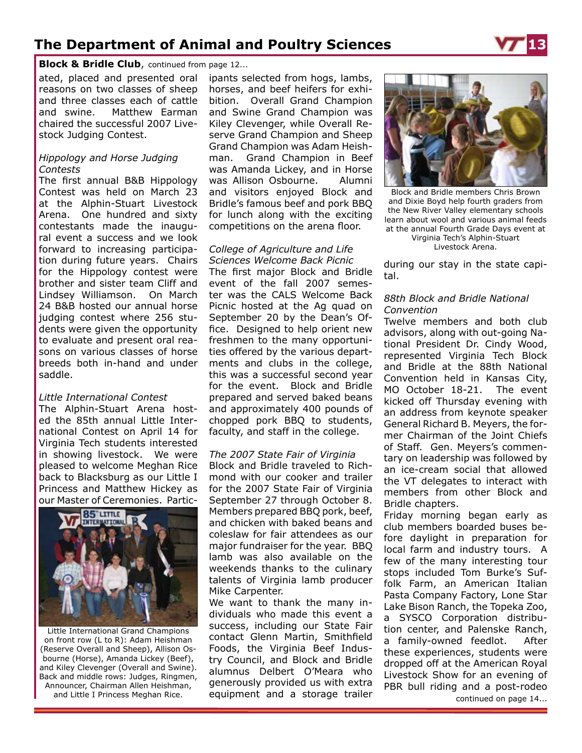**Block & Bridle Club**, continued from page 12...

ated, placed and presented oral reasons on two classes of sheep and three classes each of cattle and swine. Matthew Earman chaired the successful 2007 Livestock Judging Contest.

*Hippology and Horse Judging Contests*

The first annual B&B Hippology Contest was held on March 23 at the Alphin-Stuart Livestock Arena. One hundred and sixty contestants made the inaugural event a success and we look forward to increasing participation during future years. Chairs for the Hippology contest were brother and sister team Cliff and Lindsey Williamson. On March 24 B&B hosted our annual horse judging contest where 256 students were given the opportunity to evaluate and present oral reasons on various classes of horse breeds both in-hand and under saddle.

*Little International Contest*

The Alphin-Stuart Arena hosted the 85th annual Little International Contest on April 14 for Virginia Tech students interested in showing livestock. We were pleased to welcome Meghan Rice back to Blacksburg as our Little I Princess and Matthew Hickey as our Master of Ceremonies. Participants selected from hogs, lambs, horses, and beef heifers for exhibition. Overall Grand Champion and Swine Grand Champion was Kiley Clevenger, while Overall Reserve Grand Champion and Sheep Grand Champion was Adam Heishman. Grand Champion in Beef was Amanda Lickey, and in Horse was Allison Osbourne. Alumni and visitors enjoyed Block and Bridle's famous beef and pork BBQ for lunch along with the exciting competitions on the arena floor.

Little International Grand Champions on front row (L to R): Adam Heishman (Reserve Overall and Sheep), Allison Osbourne (Horse), Amanda Lickey (Beef), and Kiley Clevenger (Overall and Swine). Back and middle rows: Judges, Ringmen, Announcer, Chairman Allen Heishman, and Little I Princess Meghan Rice.

*College of Agriculture and Life Sciences Welcome Back Picnic*

The first major Block and Bridle event of the fall 2007 semester was the CALS Welcome Back Picnic hosted at the Ag quad on September 20 by the Dean's Office. Designed to help orient new freshmen to the many opportunities offered by the various departments and clubs in the college, this was a successful second year for the event. Block and Bridle prepared and served baked beans and approximately 400 pounds of chopped pork BBQ to students, faculty, and staff in the college.

*The 2007 State Fair of Virginia*

Block and Bridle traveled to Richmond with our cooker and trailer for the 2007 State Fair of Virginia September 27 through October 8. Members prepared BBQ pork, beef, and chicken with baked beans and coleslaw for fair attendees as our major fundraiser for the year. BBQ lamb was also available on the weekends thanks to the culinary talents of Virginia lamb producer Mike Carpenter.

We want to thank the many individuals who made this event a success, including our State Fair contact Glenn Martin, Smithfield Foods, the Virginia Beef Industry Council, and Block and Bridle alumnus Delbert O'Meara who generously provided us with extra equipment and a storage trailer during our stay in the state capital.

Block and Bridle members Chris Brown and Dixie Boyd help fourth graders from the New River Valley elementary schools learn about wool and various animal feeds at the annual Fourth Grade Days event at Virginia Tech's Alphin-Stuart Livestock Arena.

*88th Block and Bridle National Convention*

Twelve members and both club advisors, along with out-going National President Dr. Cindy Wood, represented Virginia Tech Block and Bridle at the 88th National Convention held in Kansas City, MO October 18-21. The event kicked off Thursday evening with an address from keynote speaker General Richard B. Meyers, the former Chairman of the Joint Chiefs of Staff. Gen. Meyers's commentary on leadership was followed by an ice-cream social that allowed the VT delegates to interact with members from other Block and Bridle chapters.

Friday morning began early as club members boarded buses before daylight in preparation for local farm and industry tours. A few of the many interesting tour stops included Tom Burke's Suffolk Farm, an American Italian Pasta Company Factory, Lone Star Lake Bison Ranch, the Topeka Zoo, a SYSCO Corporation distribution center, and Palenske Ranch, a family-owned feedlot. After these experiences, students were dropped off at the American Royal Livestock Show for an evening of PBR bull riding and a post-rodeo

continued on page 14...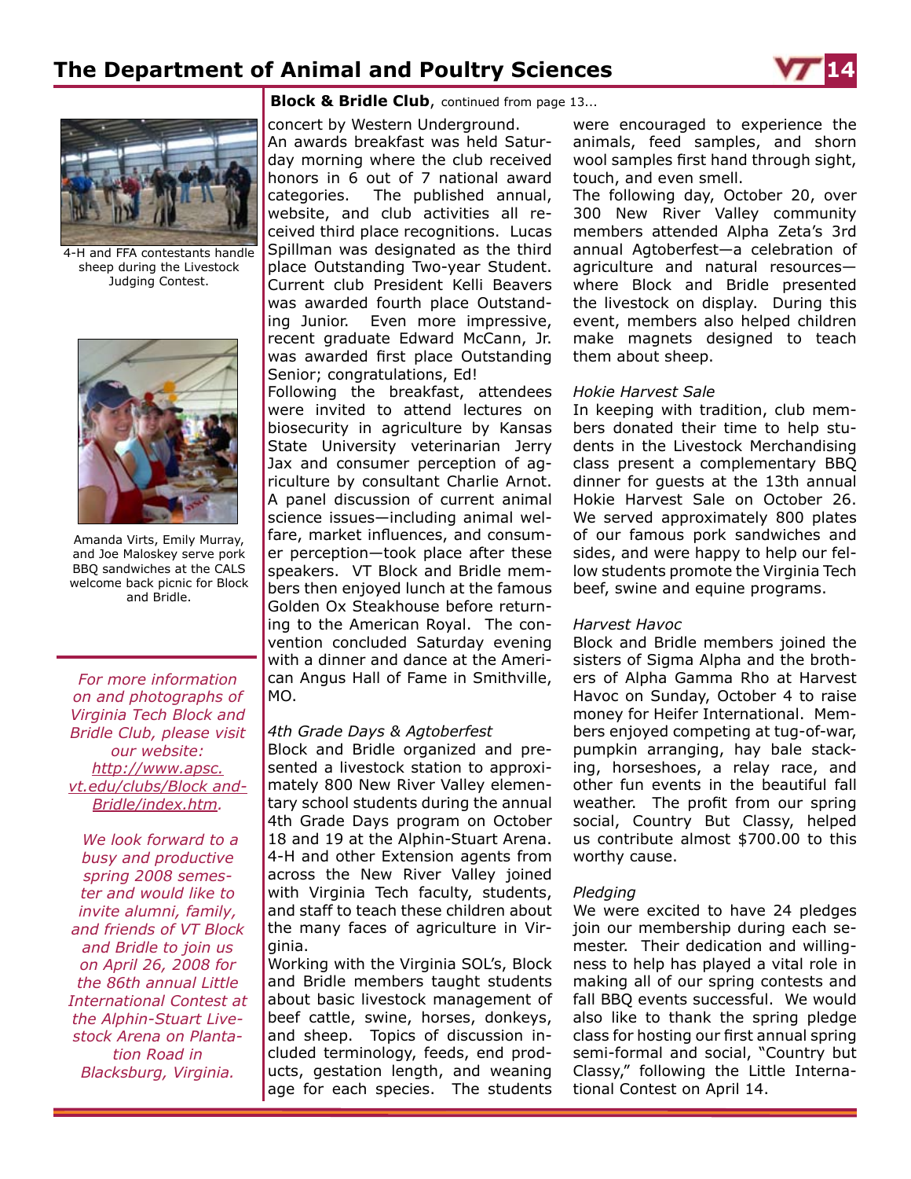4-H and FFA contestants handle sheep during the Livestock Judging Contest.

Amanda Virts, Emily Murray, and Joe Maloskey serve pork BBQ sandwiches at the CALS welcome back picnic for Block and Bridle.

*For more information on and photographs of Virginia Tech Block and Bridle Club, please visit our website: http://www.apsc.vt.edu/clubs/Block and-Bridle/index.htm.*

*We look forward to a busy and productive spring 2008 semester and would like to invite alumni, family, and friends of VT Block and Bridle to join us on April 26, 2008 for the 86th annual Little International Contest at the Alphin-Stuart Livestock Arena on Plantation Road in Blacksburg, Virginia.*

**Block & Bridle Club**, continued from page 13...

concert by Western Underground.

An awards breakfast was held Saturday morning where the club received honors in 6 out of 7 national award categories. The published annual, website, and club activities all received third place recognitions. Lucas Spillman was designated as the third place Outstanding Two-year Student. Current club President Kelli Beavers was awarded fourth place Outstanding Junior. Even more impressive, recent graduate Edward McCann, Jr. was awarded first place Outstanding Senior; congratulations, Ed!

Following the breakfast, attendees were invited to attend lectures on biosecurity in agriculture by Kansas State University veterinarian Jerry Jax and consumer perception of agriculture by consultant Charlie Arnot. A panel discussion of current animal science issues—including animal welfare, market influences, and consumer perception—took place after these speakers. VT Block and Bridle members then enjoyed lunch at the famous Golden Ox Steakhouse before returning to the American Royal. The convention concluded Saturday evening with a dinner and dance at the American Angus Hall of Fame in Smithville, MO.

*4th Grade Days & Agtoberfest*

Block and Bridle organized and presented a livestock station to approximately 800 New River Valley elementary school students during the annual 4th Grade Days program on October 18 and 19 at the Alphin-Stuart Arena. 4-H and other Extension agents from across the New River Valley joined with Virginia Tech faculty, students, and staff to teach these children about the many faces of agriculture in Virginia.

Working with the Virginia SOL's, Block and Bridle members taught students about basic livestock management of beef cattle, swine, horses, donkeys, and sheep. Topics of discussion included terminology, feeds, end products, gestation length, and weaning age for each species. The students were encouraged to experience the animals, feed samples, and shorn wool samples first hand through sight, touch, and even smell.

The following day, October 20, over 300 New River Valley community members attended Alpha Zeta's 3rd annual Agtoberfest—a celebration of agriculture and natural resources—where Block and Bridle presented the livestock on display. During this event, members also helped children make magnets designed to teach them about sheep.

*Hokie Harvest Sale*

In keeping with tradition, club members donated their time to help students in the Livestock Merchandising class present a complementary BBQ dinner for guests at the 13th annual Hokie Harvest Sale on October 26. We served approximately 800 plates of our famous pork sandwiches and sides, and were happy to help our fellow students promote the Virginia Tech beef, swine and equine programs.

*Harvest Havoc*

Block and Bridle members joined the sisters of Sigma Alpha and the brothers of Alpha Gamma Rho at Harvest Havoc on Sunday, October 4 to raise money for Heifer International. Members enjoyed competing at tug-of-war, pumpkin arranging, hay bale stacking, horseshoes, a relay race, and other fun events in the beautiful fall weather. The profit from our spring social, Country But Classy, helped us contribute almost $700.00 to this worthy cause.

*Pledging*

We were excited to have 24 pledges join our membership during each semester. Their dedication and willingness to help has played a vital role in making all of our spring contests and fall BBQ events successful. We would also like to thank the spring pledge class for hosting our first annual spring semi-formal and social, "Country but Classy," following the Little International Contest on April 14.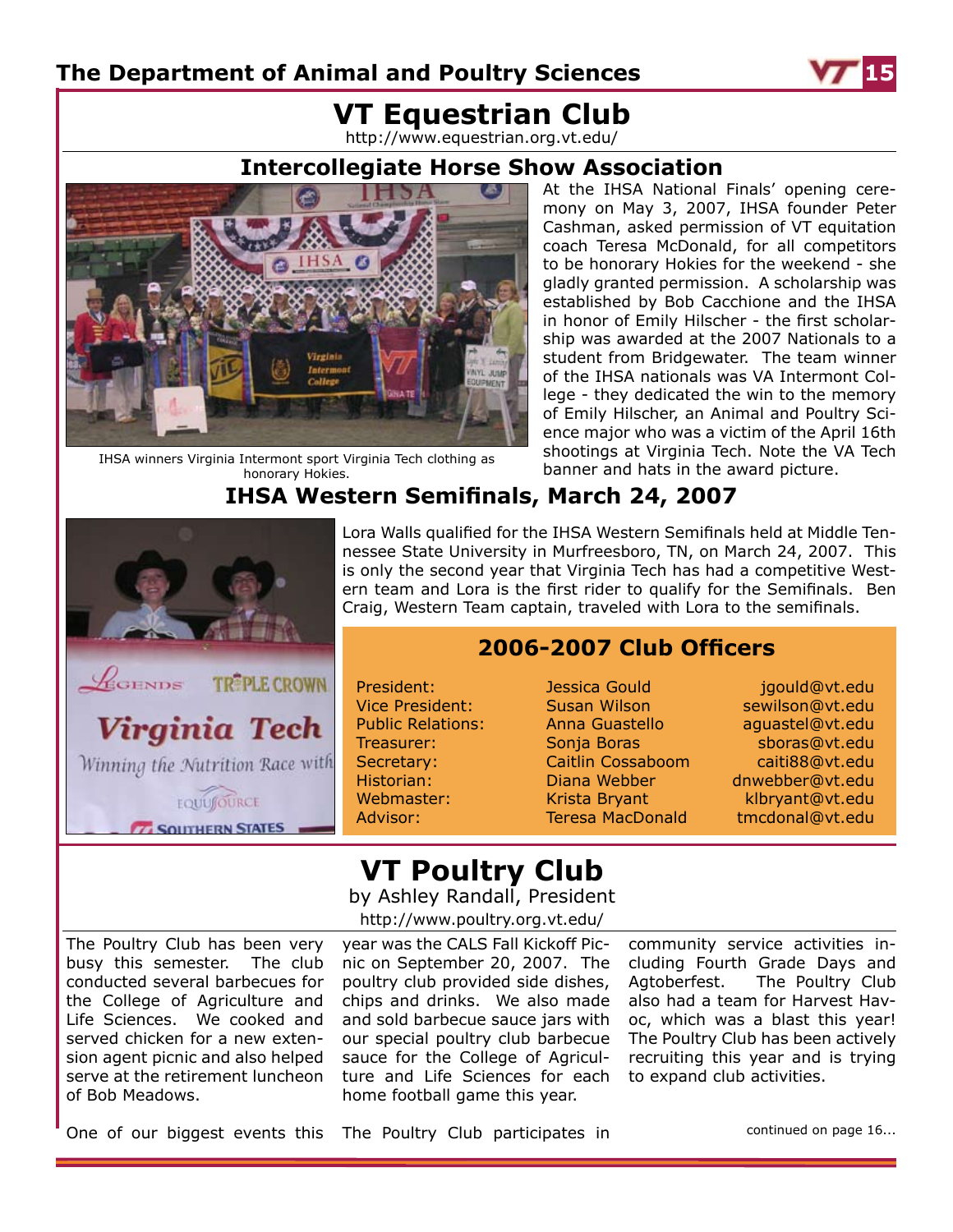# VT Equestrian Club

http://www.equestrian.org.vt.edu/

## Intercollegiate Horse Show Association

IHSA winners Virginia Intermont sport Virginia Tech clothing as honorary Hokies.

At the IHSA National Finals' opening ceremony on May 3, 2007, IHSA founder Peter Cashman, asked permission of VT equitation coach Teresa McDonald, for all competitors to be honorary Hokies for the weekend - she gladly granted permission. A scholarship was established by Bob Cacchione and the IHSA in honor of Emily Hilscher - the first scholarship was awarded at the 2007 Nationals to a student from Bridgewater. The team winner of the IHSA nationals was VA Intermont College - they dedicated the win to the memory of Emily Hilscher, an Animal and Poultry Science major who was a victim of the April 16th shootings at Virginia Tech. Note the VA Tech banner and hats in the award picture.

## IHSA Western Semifinals, March 24, 2007

Lora Walls qualified for the IHSA Western Semifinals held at Middle Tennessee State University in Murfreesboro, TN, on March 24, 2007. This is only the second year that Virginia Tech has had a competitive Western team and Lora is the first rider to qualify for the Semifinals. Ben Craig, Western Team captain, traveled with Lora to the semifinals.

### 2006-2007 Club Officers

| | | |
|---|---|---|
| President: | Jessica Gould | jgould@vt.edu |
| Vice President: | Susan Wilson | sewilson@vt.edu |
| Public Relations: | Anna Guastello | aguastel@vt.edu |
| Treasurer: | Sonja Boras | sboras@vt.edu |
| Secretary: | Caitlin Cossaboom | caiti88@vt.edu |
| Historian: | Diana Webber | dnwebber@vt.edu |
| Webmaster: | Krista Bryant | klbryant@vt.edu |
| Advisor: | Teresa MacDonald | tmcdonal@vt.edu |

# VT Poultry Club

by Ashley Randall, President

http://www.poultry.org.vt.edu/

The Poultry Club has been very busy this semester. The club conducted several barbecues for the College of Agriculture and Life Sciences. We cooked and served chicken for a new extension agent picnic and also helped serve at the retirement luncheon of Bob Meadows.

One of our biggest events this year was the CALS Fall Kickoff Picnic on September 20, 2007. The poultry club provided side dishes, chips and drinks. We also made and sold barbecue sauce jars with our special poultry club barbecue sauce for the College of Agriculture and Life Sciences for each home football game this year.

The Poultry Club participates in community service activities including Fourth Grade Days and Agtoberfest. The Poultry Club also had a team for Harvest Havoc, which was a blast this year! The Poultry Club has been actively recruiting this year and is trying to expand club activities.

continued on page 16...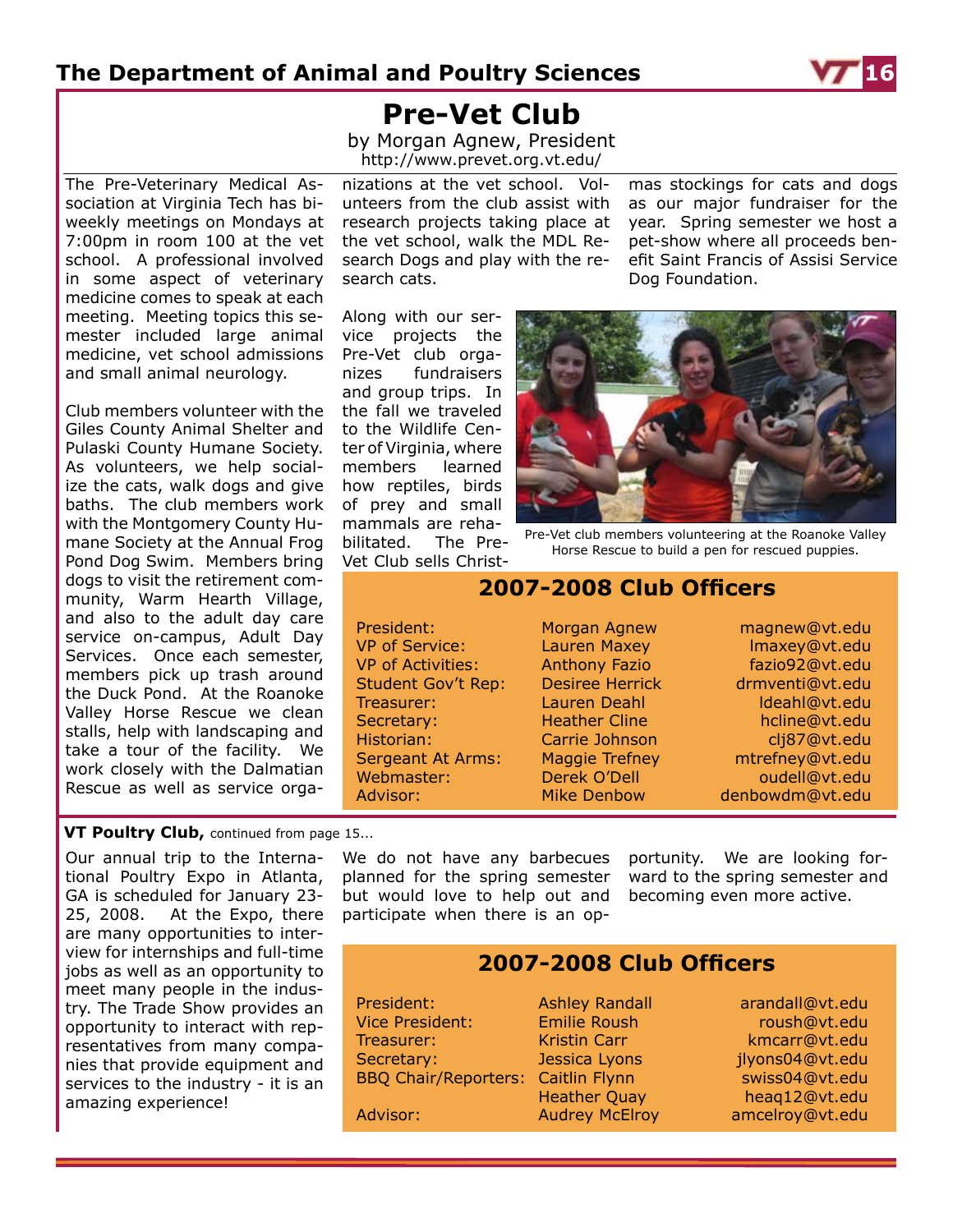# Pre-Vet Club

by Morgan Agnew, President

http://www.prevet.org.vt.edu/

The Pre-Veterinary Medical Association at Virginia Tech has bi-weekly meetings on Mondays at 7:00pm in room 100 at the vet school. A professional involved in some aspect of veterinary medicine comes to speak at each meeting. Meeting topics this semester included large animal medicine, vet school admissions and small animal neurology.

Club members volunteer with the Giles County Animal Shelter and Pulaski County Humane Society. As volunteers, we help socialize the cats, walk dogs and give baths. The club members work with the Montgomery County Humane Society at the Annual Frog Pond Dog Swim. Members bring dogs to visit the retirement community, Warm Hearth Village, and also to the adult day care service on-campus, Adult Day Services. Once each semester, members pick up trash around the Duck Pond. At the Roanoke Valley Horse Rescue we clean stalls, help with landscaping and take a tour of the facility. We work closely with the Dalmatian Rescue as well as service organizations at the vet school. Volunteers from the club assist with research projects taking place at the vet school, walk the MDL Research Dogs and play with the research cats.

Along with our service projects the Pre-Vet club organizes fundraisers and group trips. In the fall we traveled to the Wildlife Center of Virginia, where members learned how reptiles, birds of prey and small mammals are rehabilitated. The Pre-Vet Club sells Christmas stockings for cats and dogs as our major fundraiser for the year. Spring semester we host a pet-show where all proceeds benefit Saint Francis of Assisi Service Dog Foundation.

Pre-Vet club members volunteering at the Roanoke Valley Horse Rescue to build a pen for rescued puppies.

## 2007-2008 Club Officers

| Position | Name | Email |
|---|---|---|
| President: | Morgan Agnew | magnew@vt.edu |
| VP of Service: | Lauren Maxey | lmaxey@vt.edu |
| VP of Activities: | Anthony Fazio | fazio92@vt.edu |
| Student Gov't Rep: | Desiree Herrick | drmventi@vt.edu |
| Treasurer: | Lauren Deahl | ldeahl@vt.edu |
| Secretary: | Heather Cline | hcline@vt.edu |
| Historian: | Carrie Johnson | clj87@vt.edu |
| Sergeant At Arms: | Maggie Trefney | mtrefney@vt.edu |
| Webmaster: | Derek O'Dell | oudell@vt.edu |
| Advisor: | Mike Denbow | denbowdm@vt.edu |

**VT Poultry Club,** continued from page 15...

Our annual trip to the International Poultry Expo in Atlanta, GA is scheduled for January 23-25, 2008. At the Expo, there are many opportunities to interview for internships and full-time jobs as well as an opportunity to meet many people in the industry. The Trade Show provides an opportunity to interact with representatives from many companies that provide equipment and services to the industry - it is an amazing experience!

We do not have any barbecues planned for the spring semester but would love to help out and participate when there is an opportunity. We are looking forward to the spring semester and becoming even more active.

## 2007-2008 Club Officers

| Position | Name | Email |
|---|---|---|
| President: | Ashley Randall | arandall@vt.edu |
| Vice President: | Emilie Roush | roush@vt.edu |
| Treasurer: | Kristin Carr | kmcarr@vt.edu |
| Secretary: | Jessica Lyons | jlyons04@vt.edu |
| BBQ Chair/Reporters: | Caitlin Flynn | swiss04@vt.edu |
| | Heather Quay | heaq12@vt.edu |
| Advisor: | Audrey McElroy | amcelroy@vt.edu |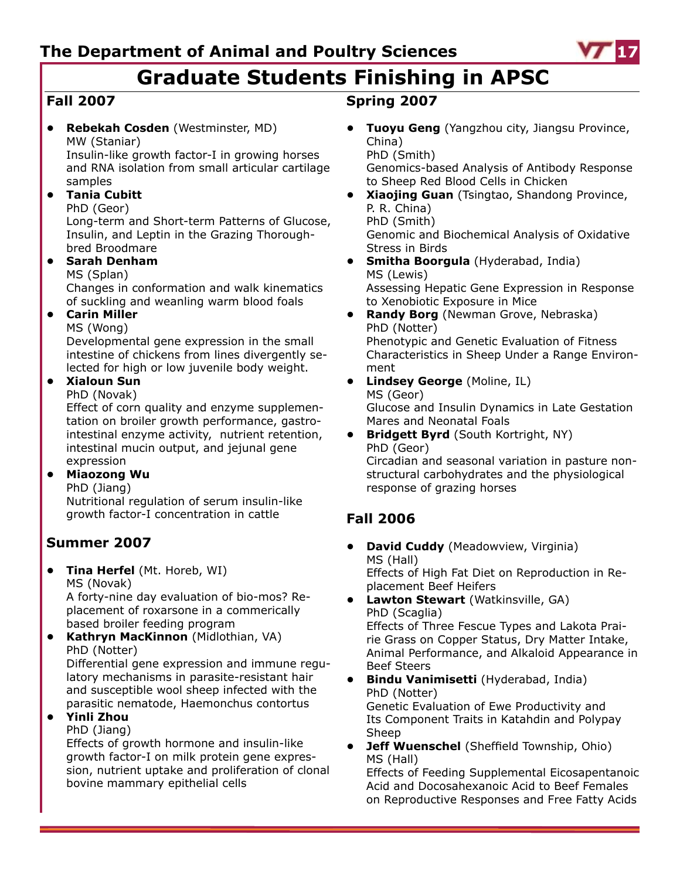# Graduate Students Finishing in APSC

## Fall 2007

- **Rebekah Cosden** (Westminster, MD)
  MW (Staniar)
  Insulin-like growth factor-I in growing horses and RNA isolation from small articular cartilage samples
- **Tania Cubitt**
  PhD (Geor)
  Long-term and Short-term Patterns of Glucose, Insulin, and Leptin in the Grazing Thoroughbred Broodmare
- **Sarah Denham**
  MS (Splan)
  Changes in conformation and walk kinematics of suckling and weanling warm blood foals
- **Carin Miller**
  MS (Wong)
  Developmental gene expression in the small intestine of chickens from lines divergently selected for high or low juvenile body weight.
- **Xialoun Sun**
  PhD (Novak)
  Effect of corn quality and enzyme supplementation on broiler growth performance, gastrointestinal enzyme activity, nutrient retention, intestinal mucin output, and jejunal gene expression
- **Miaozong Wu**
  PhD (Jiang)
  Nutritional regulation of serum insulin-like growth factor-I concentration in cattle

## Summer 2007

- **Tina Herfel** (Mt. Horeb, WI)
  MS (Novak)
  A forty-nine day evaluation of bio-mos? Replacement of roxarsone in a commerically based broiler feeding program
- **Kathryn MacKinnon** (Midlothian, VA)
  PhD (Notter)
  Differential gene expression and immune regulatory mechanisms in parasite-resistant hair and susceptible wool sheep infected with the parasitic nematode, Haemonchus contortus
- **Yinli Zhou**
  PhD (Jiang)
  Effects of growth hormone and insulin-like growth factor-I on milk protein gene expression, nutrient uptake and proliferation of clonal bovine mammary epithelial cells

## Spring 2007

- **Tuoyu Geng** (Yangzhou city, Jiangsu Province, China)
  PhD (Smith)
  Genomics-based Analysis of Antibody Response to Sheep Red Blood Cells in Chicken
- **Xiaojing Guan** (Tsingtao, Shandong Province, P. R. China)
  PhD (Smith)
  Genomic and Biochemical Analysis of Oxidative Stress in Birds
- **Smitha Boorgula** (Hyderabad, India)
  MS (Lewis)
  Assessing Hepatic Gene Expression in Response to Xenobiotic Exposure in Mice
- **Randy Borg** (Newman Grove, Nebraska)
  PhD (Notter)
  Phenotypic and Genetic Evaluation of Fitness Characteristics in Sheep Under a Range Environment
- **Lindsey George** (Moline, IL)
  MS (Geor)
  Glucose and Insulin Dynamics in Late Gestation Mares and Neonatal Foals
- **Bridgett Byrd** (South Kortright, NY)
  PhD (Geor)
  Circadian and seasonal variation in pasture nonstructural carbohydrates and the physiological response of grazing horses

## Fall 2006

- **David Cuddy** (Meadowview, Virginia)
  MS (Hall)
  Effects of High Fat Diet on Reproduction in Replacement Beef Heifers
- **Lawton Stewart** (Watkinsville, GA)
  PhD (Scaglia)
  Effects of Three Fescue Types and Lakota Prairie Grass on Copper Status, Dry Matter Intake, Animal Performance, and Alkaloid Appearance in Beef Steers
- **Bindu Vanimisetti** (Hyderabad, India)
  PhD (Notter)
  Genetic Evaluation of Ewe Productivity and Its Component Traits in Katahdin and Polypay Sheep
- **Jeff Wuenschel** (Sheffield Township, Ohio)
  MS (Hall)
  Effects of Feeding Supplemental Eicosapentanoic Acid and Docosahexanoic Acid to Beef Females on Reproductive Responses and Free Fatty Acids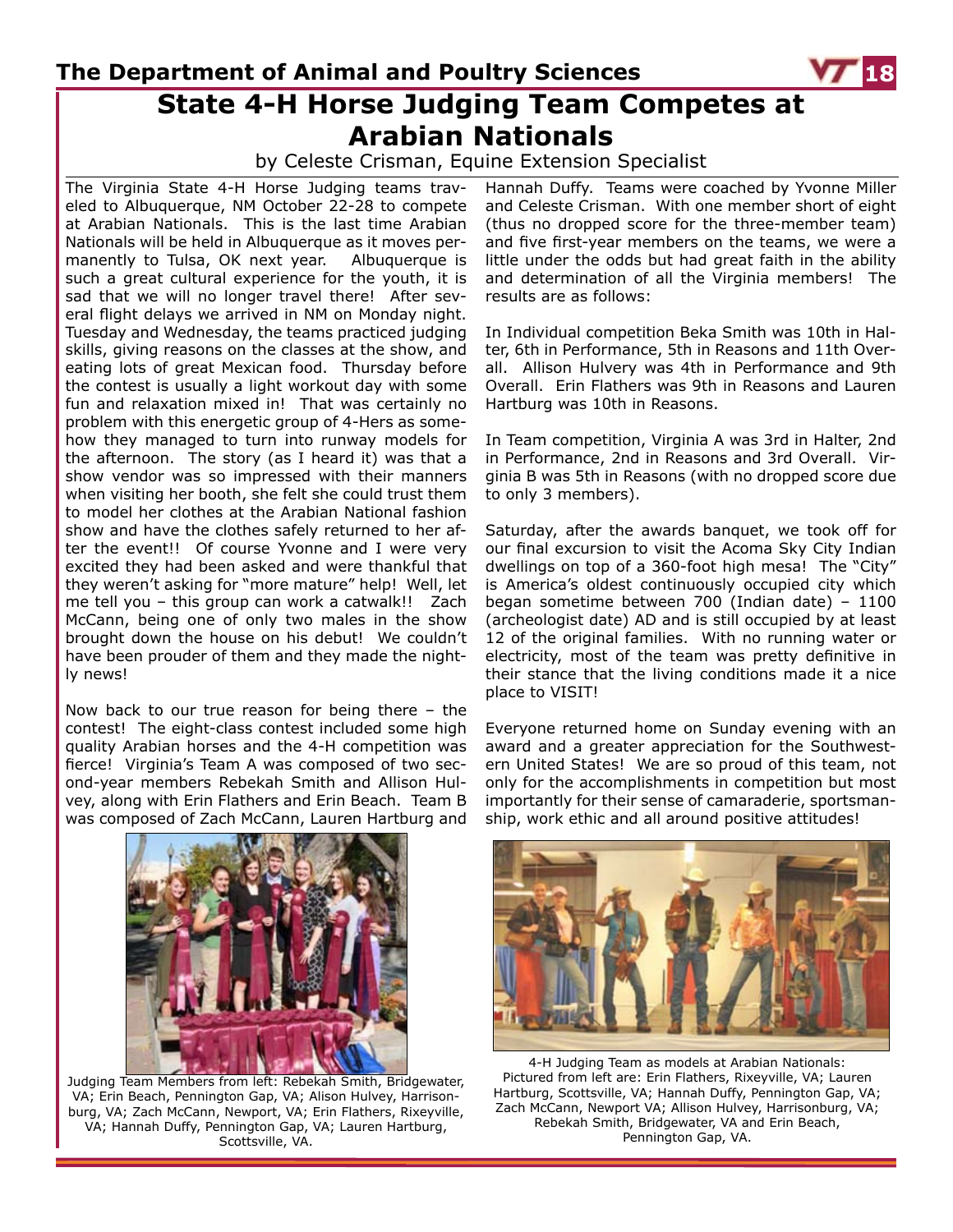# State 4-H Horse Judging Team Competes at Arabian Nationals

by Celeste Crisman, Equine Extension Specialist

The Virginia State 4-H Horse Judging teams traveled to Albuquerque, NM October 22-28 to compete at Arabian Nationals. This is the last time Arabian Nationals will be held in Albuquerque as it moves permanently to Tulsa, OK next year. Albuquerque is such a great cultural experience for the youth, it is sad that we will no longer travel there! After several flight delays we arrived in NM on Monday night. Tuesday and Wednesday, the teams practiced judging skills, giving reasons on the classes at the show, and eating lots of great Mexican food. Thursday before the contest is usually a light workout day with some fun and relaxation mixed in! That was certainly no problem with this energetic group of 4-Hers as somehow they managed to turn into runway models for the afternoon. The story (as I heard it) was that a show vendor was so impressed with their manners when visiting her booth, she felt she could trust them to model her clothes at the Arabian National fashion show and have the clothes safely returned to her after the event!! Of course Yvonne and I were very excited they had been asked and were thankful that they weren't asking for "more mature" help! Well, let me tell you – this group can work a catwalk!! Zach McCann, being one of only two males in the show brought down the house on his debut! We couldn't have been prouder of them and they made the nightly news!

Now back to our true reason for being there – the contest! The eight-class contest included some high quality Arabian horses and the 4-H competition was fierce! Virginia's Team A was composed of two second-year members Rebekah Smith and Allison Hulvey, along with Erin Flathers and Erin Beach. Team B was composed of Zach McCann, Lauren Hartburg and Hannah Duffy. Teams were coached by Yvonne Miller and Celeste Crisman. With one member short of eight (thus no dropped score for the three-member team) and five first-year members on the teams, we were a little under the odds but had great faith in the ability and determination of all the Virginia members! The results are as follows:

In Individual competition Beka Smith was 10th in Halter, 6th in Performance, 5th in Reasons and 11th Overall. Allison Hulvery was 4th in Performance and 9th Overall. Erin Flathers was 9th in Reasons and Lauren Hartburg was 10th in Reasons.

In Team competition, Virginia A was 3rd in Halter, 2nd in Performance, 2nd in Reasons and 3rd Overall. Virginia B was 5th in Reasons (with no dropped score due to only 3 members).

Saturday, after the awards banquet, we took off for our final excursion to visit the Acoma Sky City Indian dwellings on top of a 360-foot high mesa! The "City" is America's oldest continuously occupied city which began sometime between 700 (Indian date) – 1100 (archeologist date) AD and is still occupied by at least 12 of the original families. With no running water or electricity, most of the team was pretty definitive in their stance that the living conditions made it a nice place to VISIT!

Everyone returned home on Sunday evening with an award and a greater appreciation for the Southwestern United States! We are so proud of this team, not only for the accomplishments in competition but most importantly for their sense of camaraderie, sportsmanship, work ethic and all around positive attitudes!

Judging Team Members from left: Rebekah Smith, Bridgewater, VA; Erin Beach, Pennington Gap, VA; Alison Hulvey, Harrisonburg, VA; Zach McCann, Newport, VA; Erin Flathers, Rixeyville, VA; Hannah Duffy, Pennington Gap, VA; Lauren Hartburg, Scottsville, VA.

4-H Judging Team as models at Arabian Nationals: Pictured from left are: Erin Flathers, Rixeyville, VA; Lauren Hartburg, Scottsville, VA; Hannah Duffy, Pennington Gap, VA; Zach McCann, Newport VA; Allison Hulvey, Harrisonburg, VA; Rebekah Smith, Bridgewater, VA and Erin Beach, Pennington Gap, VA.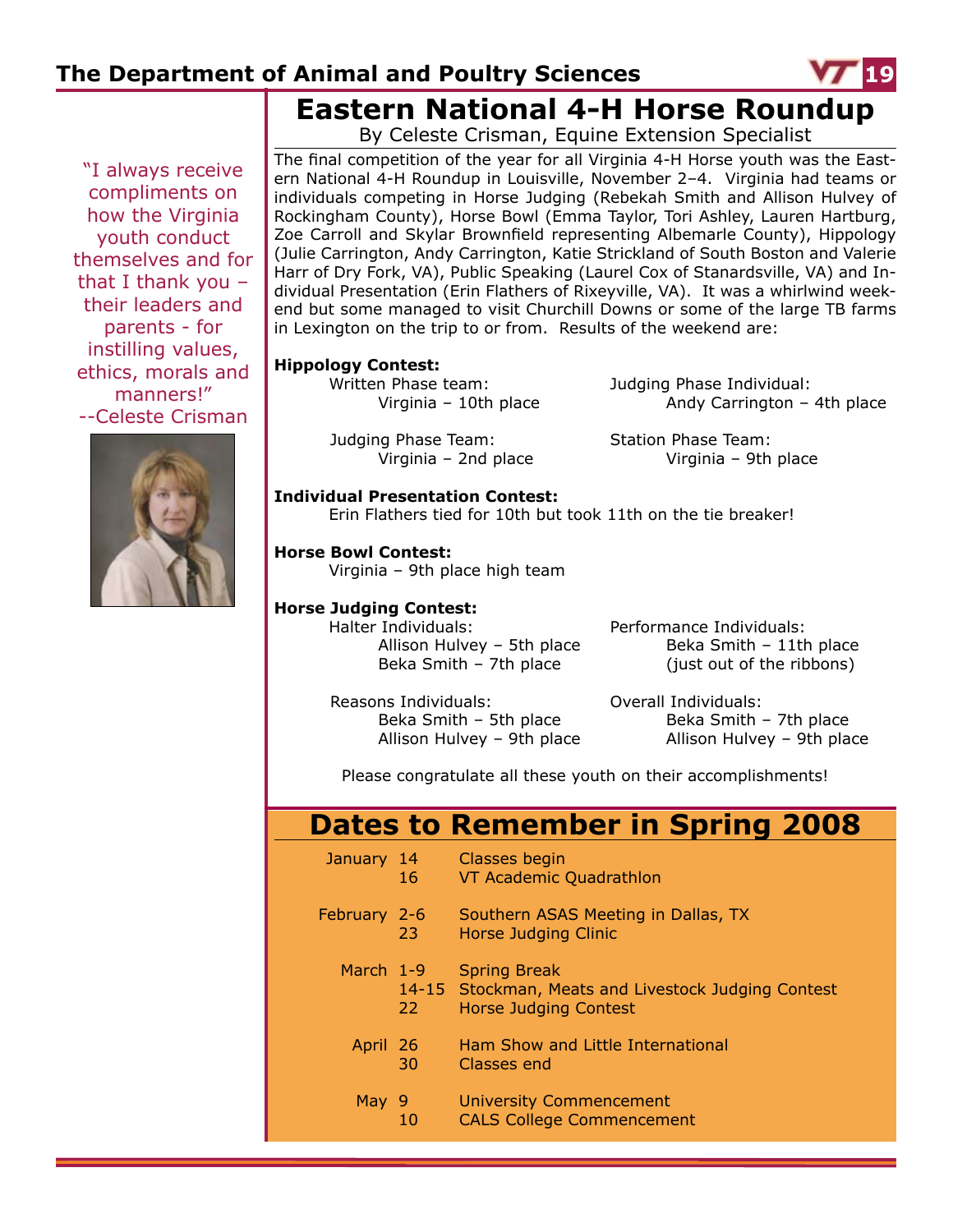# Eastern National 4-H Horse Roundup

By Celeste Crisman, Equine Extension Specialist

> "I always receive compliments on how the Virginia youth conduct themselves and for that I thank you – their leaders and parents - for instilling values, ethics, morals and manners!"
> --Celeste Crisman

The final competition of the year for all Virginia 4-H Horse youth was the Eastern National 4-H Roundup in Louisville, November 2–4. Virginia had teams or individuals competing in Horse Judging (Rebekah Smith and Allison Hulvey of Rockingham County), Horse Bowl (Emma Taylor, Tori Ashley, Lauren Hartburg, Zoe Carroll and Skylar Brownfield representing Albemarle County), Hippology (Julie Carrington, Andy Carrington, Katie Strickland of South Boston and Valerie Harr of Dry Fork, VA), Public Speaking (Laurel Cox of Stanardsville, VA) and Individual Presentation (Erin Flathers of Rixeyville, VA). It was a whirlwind weekend but some managed to visit Churchill Downs or some of the large TB farms in Lexington on the trip to or from. Results of the weekend are:

**Hippology Contest:**

Written Phase team:
- Virginia – 10th place

Judging Phase Team:
- Virginia – 2nd place

Judging Phase Individual:
- Andy Carrington – 4th place

Station Phase Team:
- Virginia – 9th place

**Individual Presentation Contest:**

Erin Flathers tied for 10th but took 11th on the tie breaker!

**Horse Bowl Contest:**

Virginia – 9th place high team

**Horse Judging Contest:**

Halter Individuals:
- Allison Hulvey – 5th place
- Beka Smith – 7th place

Reasons Individuals:
- Beka Smith – 5th place
- Allison Hulvey – 9th place

Performance Individuals:
- Beka Smith – 11th place (just out of the ribbons)

Overall Individuals:
- Beka Smith – 7th place
- Allison Hulvey – 9th place

Please congratulate all these youth on their accomplishments!

## Dates to Remember in Spring 2008

| Month | Date | Event |
|---|---|---|
| January | 14 | Classes begin |
| | 16 | VT Academic Quadrathlon |
| February | 2-6 | Southern ASAS Meeting in Dallas, TX |
| | 23 | Horse Judging Clinic |
| March | 1-9 | Spring Break |
| | 14-15 | Stockman, Meats and Livestock Judging Contest |
| | 22 | Horse Judging Contest |
| April | 26 | Ham Show and Little International |
| | 30 | Classes end |
| May | 9 | University Commencement |
| | 10 | CALS College Commencement |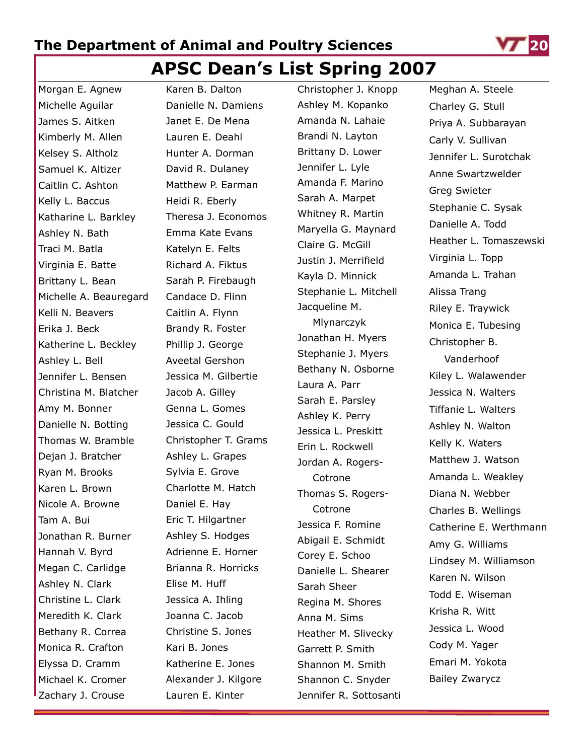# APSC Dean's List Spring 2007

Morgan E. Agnew
Michelle Aguilar
James S. Aitken
Kimberly M. Allen
Kelsey S. Altholz
Samuel K. Altizer
Caitlin C. Ashton
Kelly L. Baccus
Katharine L. Barkley
Ashley N. Bath
Traci M. Batla
Virginia E. Batte
Brittany L. Bean
Michelle A. Beauregard
Kelli N. Beavers
Erika J. Beck
Katherine L. Beckley
Ashley L. Bell
Jennifer L. Bensen
Christina M. Blatcher
Amy M. Bonner
Danielle N. Botting
Thomas W. Bramble
Dejan J. Bratcher
Ryan M. Brooks
Karen L. Brown
Nicole A. Browne
Tam A. Bui
Jonathan R. Burner
Hannah V. Byrd
Megan C. Carlidge
Ashley N. Clark
Christine L. Clark
Meredith K. Clark
Bethany R. Correa
Monica R. Crafton
Elyssa D. Cramm
Michael K. Cromer
Zachary J. Crouse
Karen B. Dalton
Danielle N. Damiens
Janet E. De Mena
Lauren E. Deahl
Hunter A. Dorman
David R. Dulaney
Matthew P. Earman
Heidi R. Eberly
Theresa J. Economos
Emma Kate Evans
Katelyn E. Felts
Richard A. Fiktus
Sarah P. Firebaugh
Candace D. Flinn
Caitlin A. Flynn
Brandy R. Foster
Phillip J. George
Aveetal Gershon
Jessica M. Gilbertie
Jacob A. Gilley
Genna L. Gomes
Jessica C. Gould
Christopher T. Grams
Ashley L. Grapes
Sylvia E. Grove
Charlotte M. Hatch
Daniel E. Hay
Eric T. Hilgartner
Ashley S. Hodges
Adrienne E. Horner
Brianna R. Horricks
Elise M. Huff
Jessica A. Ihling
Joanna C. Jacob
Christine S. Jones
Kari B. Jones
Katherine E. Jones
Alexander J. Kilgore
Lauren E. Kinter
Christopher J. Knopp
Ashley M. Kopanko
Amanda N. Lahaie
Brandi N. Layton
Brittany D. Lower
Jennifer L. Lyle
Amanda F. Marino
Sarah A. Marpet
Whitney R. Martin
Maryella G. Maynard
Claire G. McGill
Justin J. Merrifield
Kayla D. Minnick
Stephanie L. Mitchell
Jacqueline M. Mlynarczyk
Jonathan H. Myers
Stephanie J. Myers
Bethany N. Osborne
Laura A. Parr
Sarah E. Parsley
Ashley K. Perry
Jessica L. Preskitt
Erin L. Rockwell
Jordan A. Rogers-Cotrone
Thomas S. Rogers-Cotrone
Jessica F. Romine
Abigail E. Schmidt
Corey E. Schoo
Danielle L. Shearer
Sarah Sheer
Regina M. Shores
Anna M. Sims
Heather M. Slivecky
Garrett P. Smith
Shannon M. Smith
Shannon C. Snyder
Jennifer R. Sottosanti
Meghan A. Steele
Charley G. Stull
Priya A. Subbarayan
Carly V. Sullivan
Jennifer L. Surotchak
Anne Swartzwelder
Greg Swieter
Stephanie C. Sysak
Danielle A. Todd
Heather L. Tomaszewski
Virginia L. Topp
Amanda L. Trahan
Alissa Trang
Riley E. Traywick
Monica E. Tubesing
Christopher B. Vanderhoof
Kiley L. Walawender
Jessica N. Walters
Tiffanie L. Walters
Ashley N. Walton
Kelly K. Waters
Matthew J. Watson
Amanda L. Weakley
Diana N. Webber
Charles B. Wellings
Catherine E. Werthmann
Amy G. Williams
Lindsey M. Williamson
Karen N. Wilson
Todd E. Wiseman
Krisha R. Witt
Jessica L. Wood
Cody M. Yager
Emari M. Yokota
Bailey Zwarycz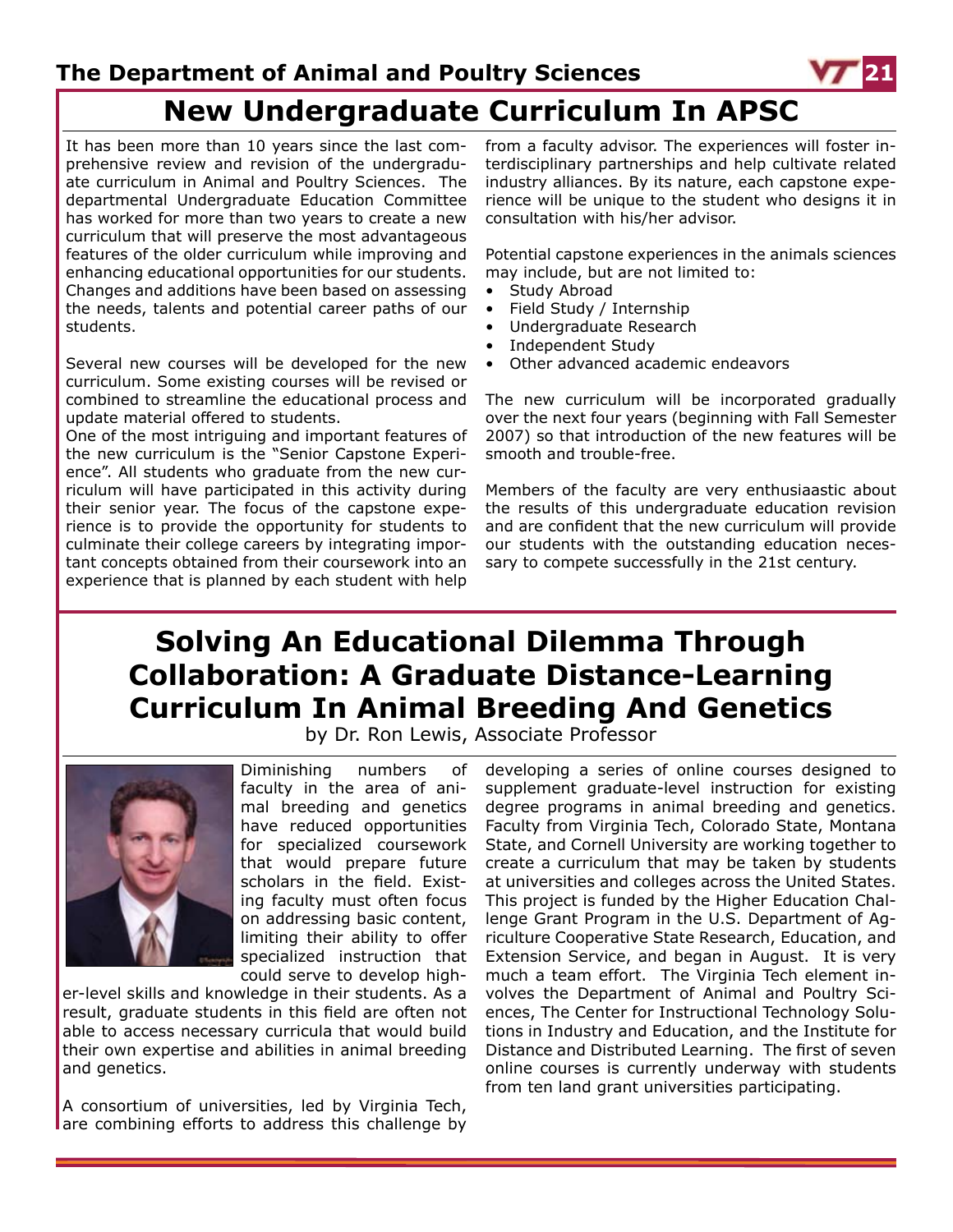# New Undergraduate Curriculum In APSC

It has been more than 10 years since the last comprehensive review and revision of the undergraduate curriculum in Animal and Poultry Sciences. The departmental Undergraduate Education Committee has worked for more than two years to create a new curriculum that will preserve the most advantageous features of the older curriculum while improving and enhancing educational opportunities for our students. Changes and additions have been based on assessing the needs, talents and potential career paths of our students.

Several new courses will be developed for the new curriculum. Some existing courses will be revised or combined to streamline the educational process and update material offered to students.

One of the most intriguing and important features of the new curriculum is the "Senior Capstone Experience". All students who graduate from the new curriculum will have participated in this activity during their senior year. The focus of the capstone experience is to provide the opportunity for students to culminate their college careers by integrating important concepts obtained from their coursework into an experience that is planned by each student with help from a faculty advisor. The experiences will foster interdisciplinary partnerships and help cultivate related industry alliances. By its nature, each capstone experience will be unique to the student who designs it in consultation with his/her advisor.

Potential capstone experiences in the animals sciences may include, but are not limited to:

- Study Abroad
- Field Study / Internship
- Undergraduate Research
- Independent Study
- Other advanced academic endeavors

The new curriculum will be incorporated gradually over the next four years (beginning with Fall Semester 2007) so that introduction of the new features will be smooth and trouble-free.

Members of the faculty are very enthusiaastic about the results of this undergraduate education revision and are confident that the new curriculum will provide our students with the outstanding education necessary to compete successfully in the 21st century.

# Solving An Educational Dilemma Through Collaboration: A Graduate Distance-Learning Curriculum In Animal Breeding And Genetics

by Dr. Ron Lewis, Associate Professor

Diminishing numbers of faculty in the area of animal breeding and genetics have reduced opportunities for specialized coursework that would prepare future scholars in the field. Existing faculty must often focus on addressing basic content, limiting their ability to offer specialized instruction that could serve to develop higher-level skills and knowledge in their students. As a result, graduate students in this field are often not able to access necessary curricula that would build their own expertise and abilities in animal breeding and genetics.

A consortium of universities, led by Virginia Tech, are combining efforts to address this challenge by developing a series of online courses designed to supplement graduate-level instruction for existing degree programs in animal breeding and genetics. Faculty from Virginia Tech, Colorado State, Montana State, and Cornell University are working together to create a curriculum that may be taken by students at universities and colleges across the United States. This project is funded by the Higher Education Challenge Grant Program in the U.S. Department of Agriculture Cooperative State Research, Education, and Extension Service, and began in August. It is very much a team effort. The Virginia Tech element involves the Department of Animal and Poultry Sciences, The Center for Instructional Technology Solutions in Industry and Education, and the Institute for Distance and Distributed Learning. The first of seven online courses is currently underway with students from ten land grant universities participating.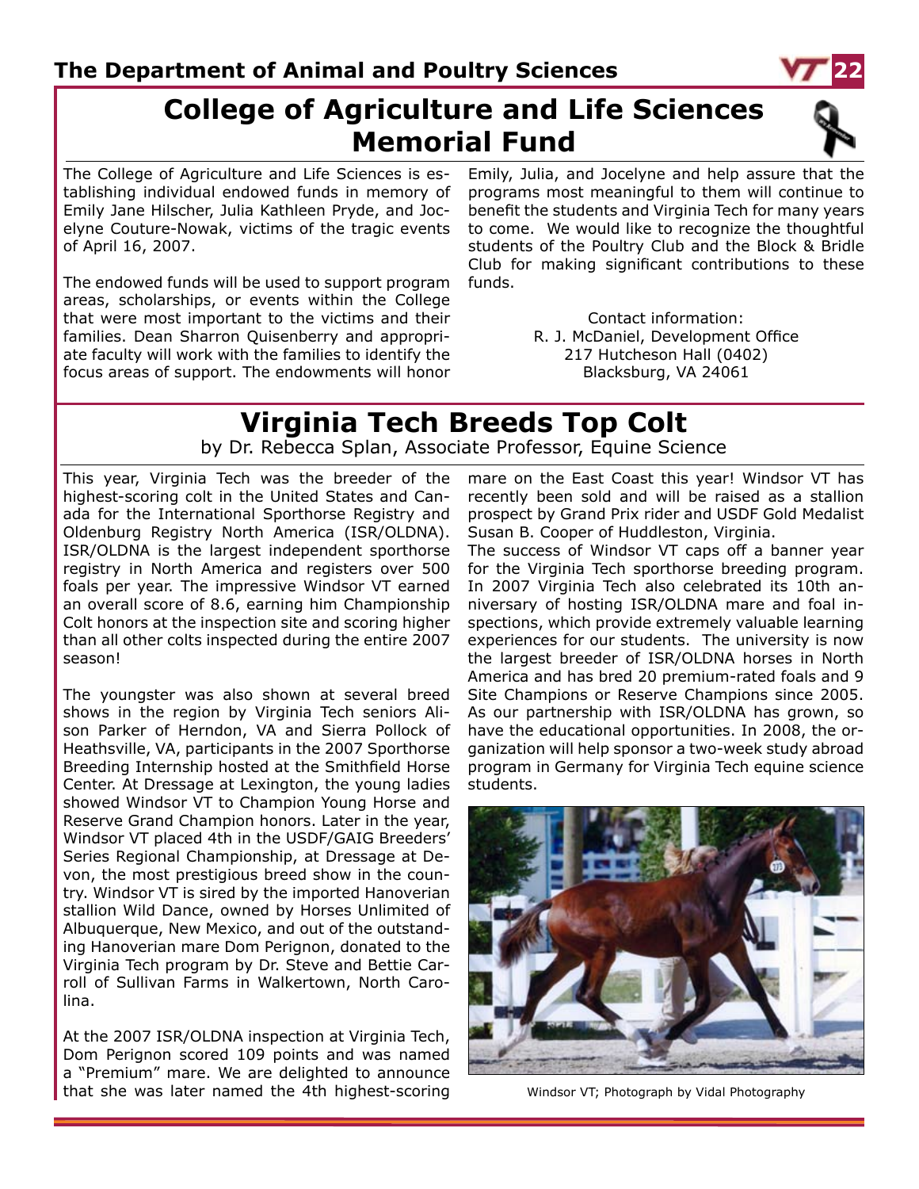# College of Agriculture and Life Sciences Memorial Fund

The College of Agriculture and Life Sciences is establishing individual endowed funds in memory of Emily Jane Hilscher, Julia Kathleen Pryde, and Jocelyne Couture-Nowak, victims of the tragic events of April 16, 2007.

The endowed funds will be used to support program areas, scholarships, or events within the College that were most important to the victims and their families. Dean Sharron Quisenberry and appropriate faculty will work with the families to identify the focus areas of support. The endowments will honor Emily, Julia, and Jocelyne and help assure that the programs most meaningful to them will continue to benefit the students and Virginia Tech for many years to come. We would like to recognize the thoughtful students of the Poultry Club and the Block & Bridle Club for making significant contributions to these funds.

Contact information:
R. J. McDaniel, Development Office
217 Hutcheson Hall (0402)
Blacksburg, VA 24061

# Virginia Tech Breeds Top Colt

by Dr. Rebecca Splan, Associate Professor, Equine Science

This year, Virginia Tech was the breeder of the highest-scoring colt in the United States and Canada for the International Sporthorse Registry and Oldenburg Registry North America (ISR/OLDNA). ISR/OLDNA is the largest independent sporthorse registry in North America and registers over 500 foals per year. The impressive Windsor VT earned an overall score of 8.6, earning him Championship Colt honors at the inspection site and scoring higher than all other colts inspected during the entire 2007 season!

The youngster was also shown at several breed shows in the region by Virginia Tech seniors Alison Parker of Herndon, VA and Sierra Pollock of Heathsville, VA, participants in the 2007 Sporthorse Breeding Internship hosted at the Smithfield Horse Center. At Dressage at Lexington, the young ladies showed Windsor VT to Champion Young Horse and Reserve Grand Champion honors. Later in the year, Windsor VT placed 4th in the USDF/GAIG Breeders' Series Regional Championship, at Dressage at Devon, the most prestigious breed show in the country. Windsor VT is sired by the imported Hanoverian stallion Wild Dance, owned by Horses Unlimited of Albuquerque, New Mexico, and out of the outstanding Hanoverian mare Dom Perignon, donated to the Virginia Tech program by Dr. Steve and Bettie Carroll of Sullivan Farms in Walkertown, North Carolina.

At the 2007 ISR/OLDNA inspection at Virginia Tech, Dom Perignon scored 109 points and was named a "Premium" mare. We are delighted to announce that she was later named the 4th highest-scoring mare on the East Coast this year! Windsor VT has recently been sold and will be raised as a stallion prospect by Grand Prix rider and USDF Gold Medalist Susan B. Cooper of Huddleston, Virginia.

The success of Windsor VT caps off a banner year for the Virginia Tech sporthorse breeding program. In 2007 Virginia Tech also celebrated its 10th anniversary of hosting ISR/OLDNA mare and foal inspections, which provide extremely valuable learning experiences for our students. The university is now the largest breeder of ISR/OLDNA horses in North America and has bred 20 premium-rated foals and 9 Site Champions or Reserve Champions since 2005. As our partnership with ISR/OLDNA has grown, so have the educational opportunities. In 2008, the organization will help sponsor a two-week study abroad program in Germany for Virginia Tech equine science students.

Windsor VT; Photograph by Vidal Photography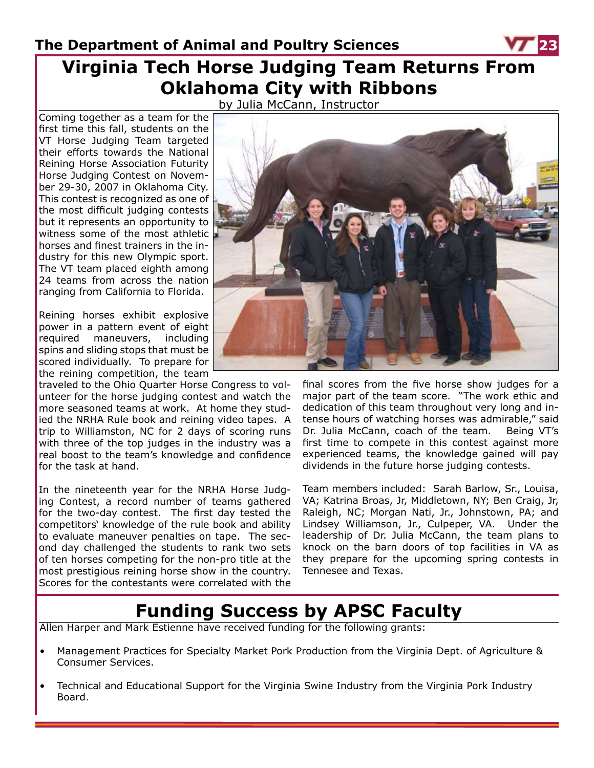# Virginia Tech Horse Judging Team Returns From Oklahoma City with Ribbons

by Julia McCann, Instructor

Coming together as a team for the first time this fall, students on the VT Horse Judging Team targeted their efforts towards the National Reining Horse Association Futurity Horse Judging Contest on November 29-30, 2007 in Oklahoma City. This contest is recognized as one of the most difficult judging contests but it represents an opportunity to witness some of the most athletic horses and finest trainers in the industry for this new Olympic sport. The VT team placed eighth among 24 teams from across the nation ranging from California to Florida.

Reining horses exhibit explosive power in a pattern event of eight required maneuvers, including spins and sliding stops that must be scored individually. To prepare for the reining competition, the team traveled to the Ohio Quarter Horse Congress to volunteer for the horse judging contest and watch the more seasoned teams at work. At home they studied the NRHA Rule book and reining video tapes. A trip to Williamston, NC for 2 days of scoring runs with three of the top judges in the industry was a real boost to the team's knowledge and confidence for the task at hand.

In the nineteenth year for the NRHA Horse Judging Contest, a record number of teams gathered for the two-day contest. The first day tested the competitors' knowledge of the rule book and ability to evaluate maneuver penalties on tape. The second day challenged the students to rank two sets of ten horses competing for the non-pro title at the most prestigious reining horse show in the country. Scores for the contestants were correlated with the final scores from the five horse show judges for a major part of the team score. "The work ethic and dedication of this team throughout very long and intense hours of watching horses was admirable," said Dr. Julia McCann, coach of the team. Being VT's first time to compete in this contest against more experienced teams, the knowledge gained will pay dividends in the future horse judging contests.

Team members included: Sarah Barlow, Sr., Louisa, VA; Katrina Broas, Jr, Middletown, NY; Ben Craig, Jr, Raleigh, NC; Morgan Nati, Jr., Johnstown, PA; and Lindsey Williamson, Jr., Culpeper, VA. Under the leadership of Dr. Julia McCann, the team plans to knock on the barn doors of top facilities in VA as they prepare for the upcoming spring contests in Tennesee and Texas.

# Funding Success by APSC Faculty

Allen Harper and Mark Estienne have received funding for the following grants:

- Management Practices for Specialty Market Pork Production from the Virginia Dept. of Agriculture & Consumer Services.
- Technical and Educational Support for the Virginia Swine Industry from the Virginia Pork Industry Board.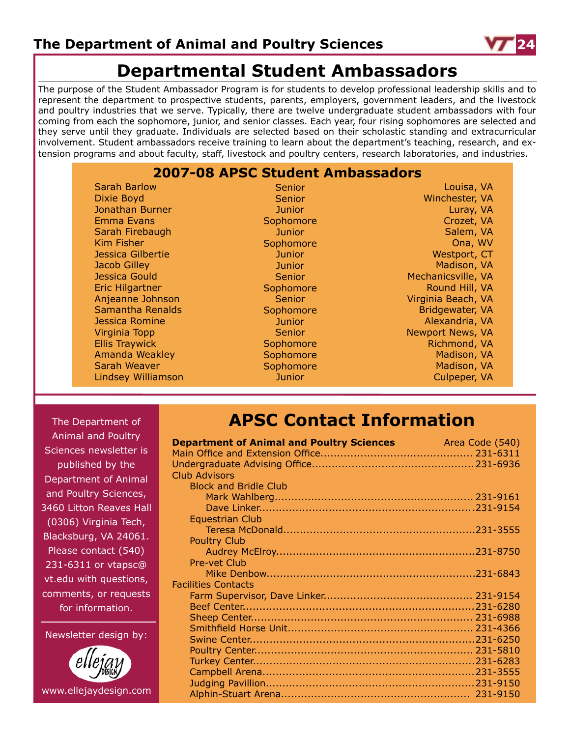# Departmental Student Ambassadors

The purpose of the Student Ambassador Program is for students to develop professional leadership skills and to represent the department to prospective students, parents, employers, government leaders, and the livestock and poultry industries that we serve. Typically, there are twelve undergraduate student ambassadors with four coming from each the sophomore, junior, and senior classes. Each year, four rising sophomores are selected and they serve until they graduate. Individuals are selected based on their scholastic standing and extracurricular involvement. Student ambassadors receive training to learn about the department's teaching, research, and extension programs and about faculty, staff, livestock and poultry centers, research laboratories, and industries.

## 2007-08 APSC Student Ambassadors

| Name | Class | Hometown |
|---|---|---|
| Sarah Barlow | Senior | Louisa, VA |
| Dixie Boyd | Senior | Winchester, VA |
| Jonathan Burner | Junior | Luray, VA |
| Emma Evans | Sophomore | Crozet, VA |
| Sarah Firebaugh | Junior | Salem, VA |
| Kim Fisher | Sophomore | Ona, WV |
| Jessica Gilbertie | Junior | Westport, CT |
| Jacob Gilley | Junior | Madison, VA |
| Jessica Gould | Senior | Mechanicsville, VA |
| Eric Hilgartner | Sophomore | Round Hill, VA |
| Anjeanne Johnson | Senior | Virginia Beach, VA |
| Samantha Renalds | Sophomore | Bridgewater, VA |
| Jessica Romine | Junior | Alexandria, VA |
| Virginia Topp | Senior | Newport News, VA |
| Ellis Traywick | Sophomore | Richmond, VA |
| Amanda Weakley | Sophomore | Madison, VA |
| Sarah Weaver | Sophomore | Madison, VA |
| Lindsey Williamson | Junior | Culpeper, VA |

The Department of Animal and Poultry Sciences newsletter is published by the Department of Animal and Poultry Sciences, 3460 Litton Reaves Hall (0306) Virginia Tech, Blacksburg, VA 24061. Please contact (540) 231-6311 or vtapsc@vt.edu with questions, comments, or requests for information.

Newsletter design by: ellejay design

www.ellejaydesign.com

# APSC Contact Information

**Department of Animal and Poultry Sciences** — Area Code (540)

Main Office and Extension Office.......... 231-6311
Undergraduate Advising Office.......... 231-6936

Club Advisors

- Block and Bridle Club
  - Mark Wahlberg.......... 231-9161
  - Dave Linker.......... 231-9154
- Equestrian Club
  - Teresa McDonald.......... 231-3555
- Poultry Club
  - Audrey McElroy.......... 231-8750
- Pre-vet Club
  - Mike Denbow.......... 231-6843

Facilities Contacts

- Farm Supervisor, Dave Linker.......... 231-9154
- Beef Center.......... 231-6280
- Sheep Center.......... 231-6988
- Smithfield Horse Unit.......... 231-4366
- Swine Center.......... 231-6250
- Poultry Center.......... 231-5810
- Turkey Center.......... 231-6283
- Campbell Arena.......... 231-3555
- Judging Pavillion.......... 231-9150
- Alphin-Stuart Arena.......... 231-9150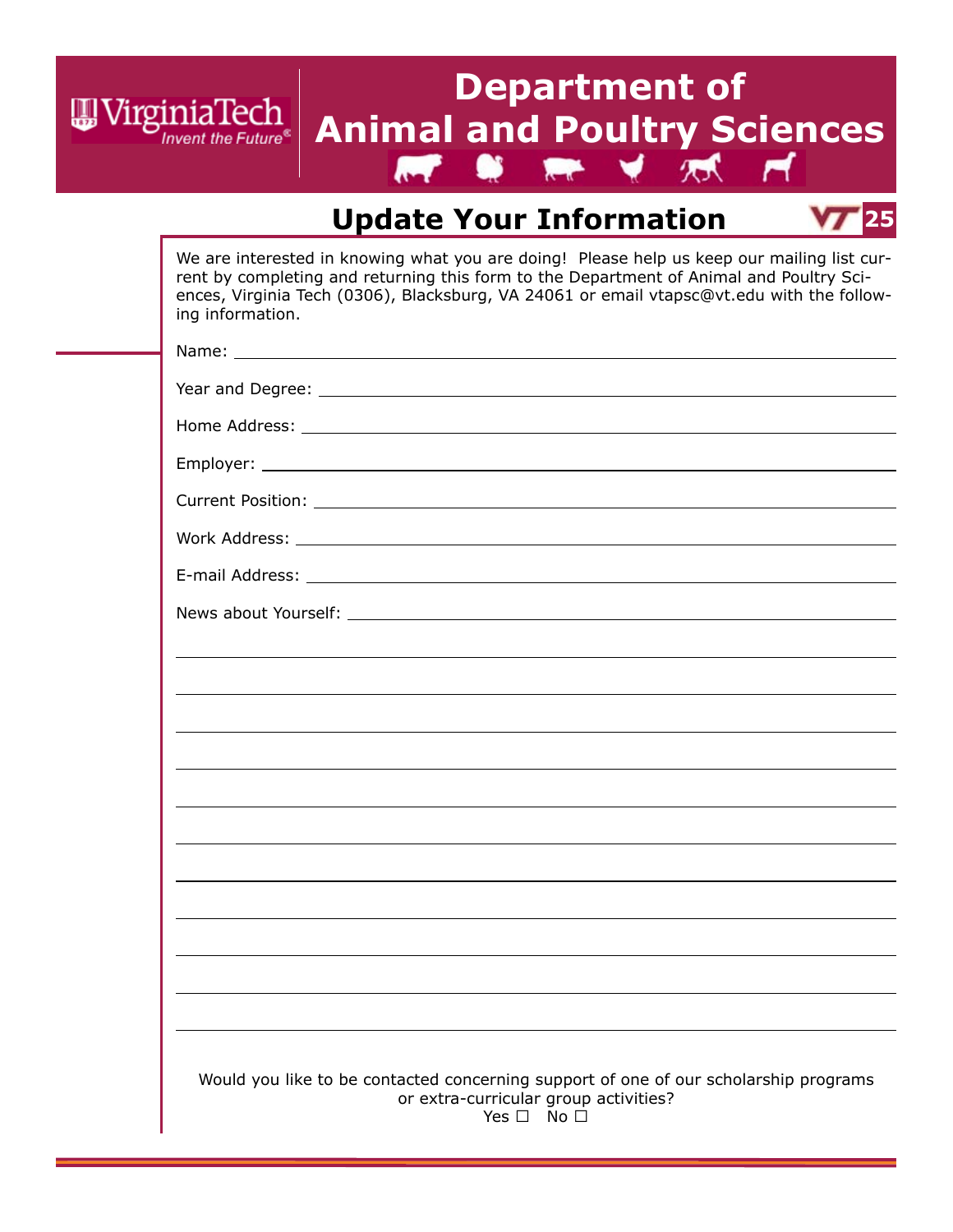# Department of Animal and Poultry Sciences

## Update Your Information

We are interested in knowing what you are doing! Please help us keep our mailing list current by completing and returning this form to the Department of Animal and Poultry Sciences, Virginia Tech (0306), Blacksburg, VA 24061 or email vtapsc@vt.edu with the following information.

Name: ______________________________

Year and Degree: ______________________________

Home Address: ______________________________

Employer: ______________________________

Current Position: ______________________________

Work Address: ______________________________

E-mail Address: ______________________________

News about Yourself: ______________________________

______________________________

______________________________

______________________________

______________________________

______________________________

______________________________

______________________________

______________________________

______________________________

______________________________

______________________________

Would you like to be contacted concerning support of one of our scholarship programs or extra-curricular group activities?

Yes ☐ No ☐